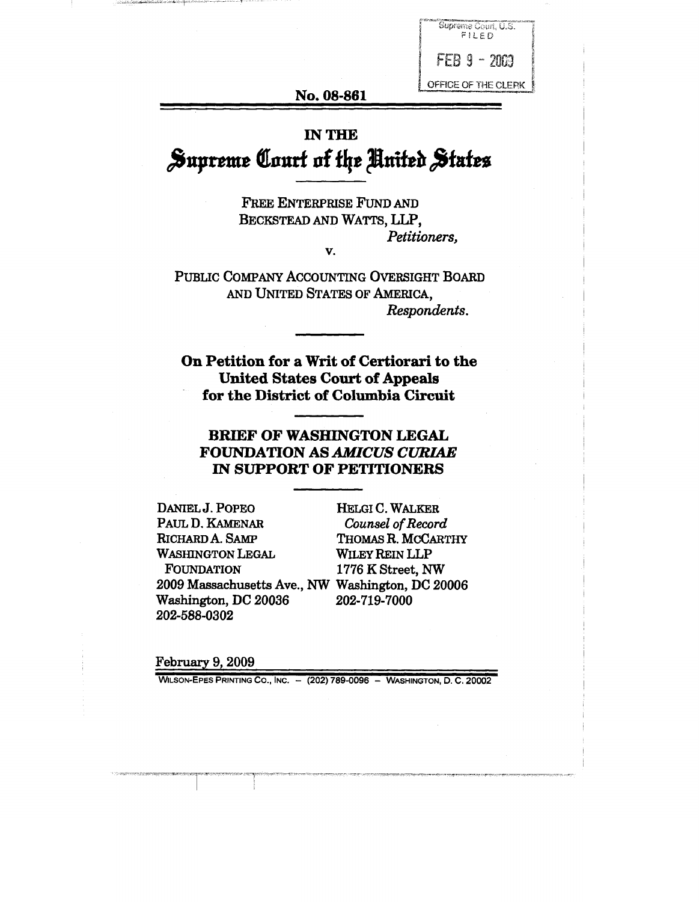Supreme Court, U.S.
FILED

FEB 9 - 2009

OFFICE OF THE CLERK

No. 08-861

IN THE

# Supreme Court of the United States

FREE ENTERPRISE FUND AND
BECKSTEAD AND WATTS, LLP,
*Petitioners,*

v.

PUBLIC COMPANY ACCOUNTING OVERSIGHT BOARD
AND UNITED STATES OF AMERICA,
*Respondents.*

**On Petition for a Writ of Certiorari to the United States Court of Appeals for the District of Columbia Circuit**

**BRIEF OF WASHINGTON LEGAL FOUNDATION AS *AMICUS CURIAE* IN SUPPORT OF PETITIONERS**

DANIEL J. POPEO
PAUL D. KAMENAR
RICHARD A. SAMP
WASHINGTON LEGAL FOUNDATION
2009 Massachusetts Ave., NW
Washington, DC 20036
202-588-0302

HELGI C. WALKER
*Counsel of Record*
THOMAS R. MCCARTHY
WILEY REIN LLP
1776 K Street, NW
Washington, DC 20006
202-719-7000

February 9, 2009

WILSON-EPES PRINTING CO., INC. – (202) 789-0096 – WASHINGTON, D. C. 20002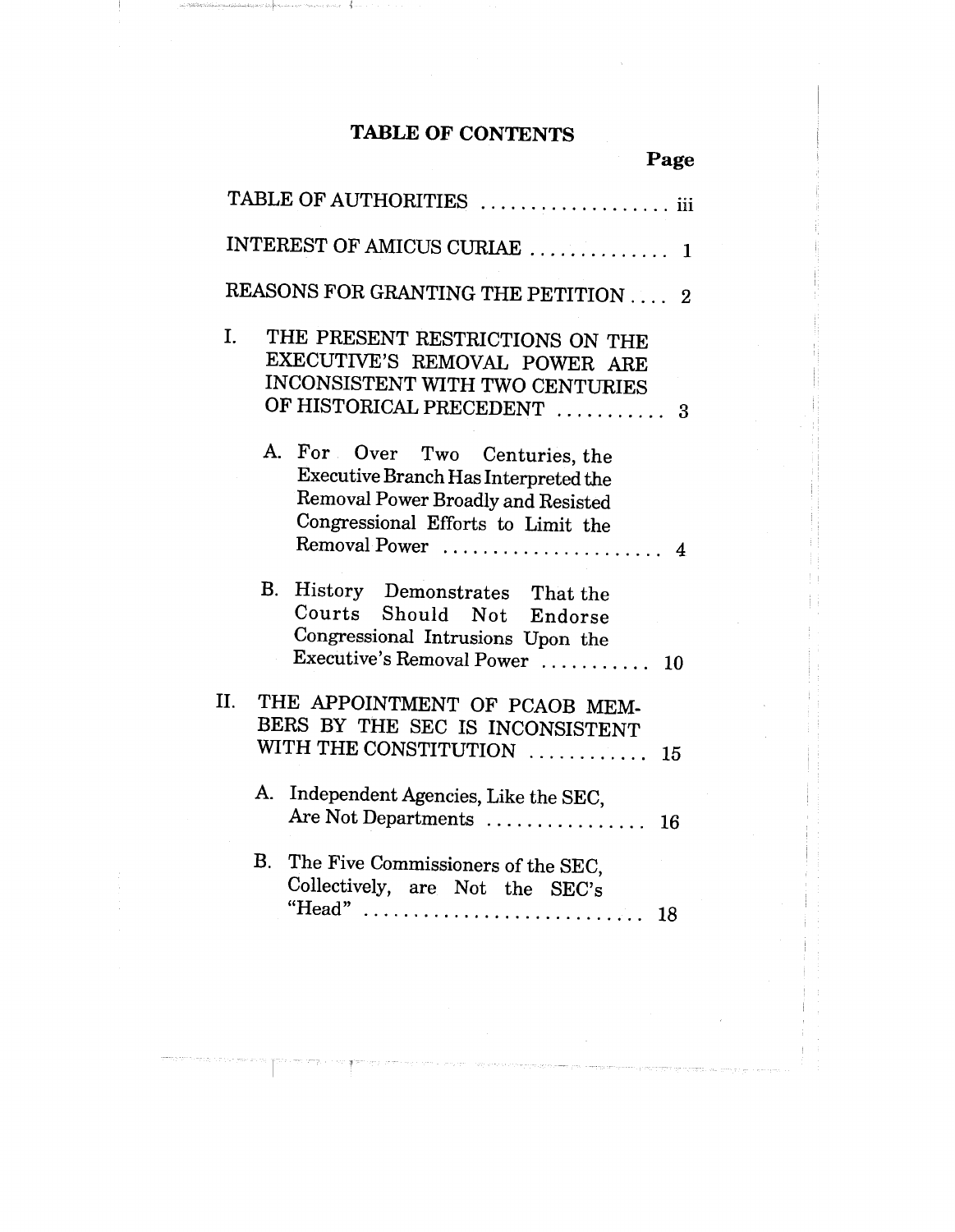# TABLE OF CONTENTS

| | Page |
|---|---|
| TABLE OF AUTHORITIES | iii |
| INTEREST OF AMICUS CURIAE | 1 |
| REASONS FOR GRANTING THE PETITION | 2 |
| I. THE PRESENT RESTRICTIONS ON THE EXECUTIVE'S REMOVAL POWER ARE INCONSISTENT WITH TWO CENTURIES OF HISTORICAL PRECEDENT | 3 |
| A. For Over Two Centuries, the Executive Branch Has Interpreted the Removal Power Broadly and Resisted Congressional Efforts to Limit the Removal Power | 4 |
| B. History Demonstrates That the Courts Should Not Endorse Congressional Intrusions Upon the Executive's Removal Power | 10 |
| II. THE APPOINTMENT OF PCAOB MEMBERS BY THE SEC IS INCONSISTENT WITH THE CONSTITUTION | 15 |
| A. Independent Agencies, Like the SEC, Are Not Departments | 16 |
| B. The Five Commissioners of the SEC, Collectively, are Not the SEC's "Head" | 18 |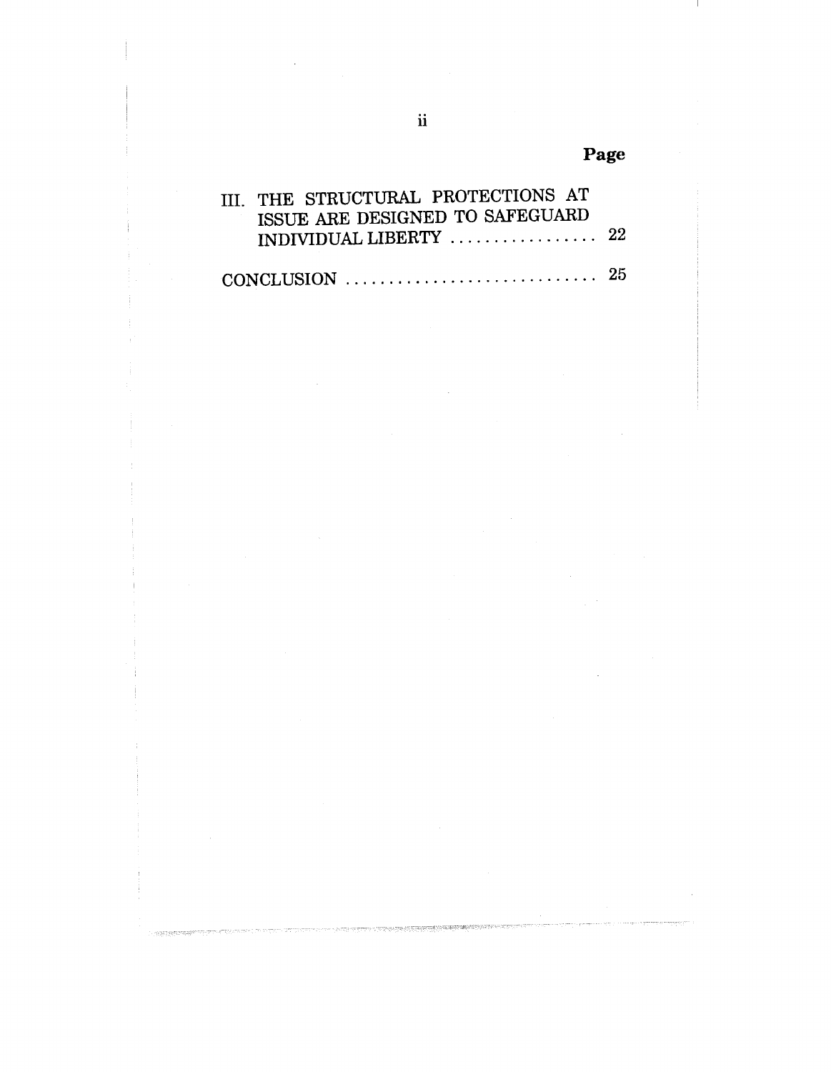| | Page |
|---|---|
| III. THE STRUCTURAL PROTECTIONS AT ISSUE ARE DESIGNED TO SAFEGUARD INDIVIDUAL LIBERTY | 22 |
| CONCLUSION | 25 |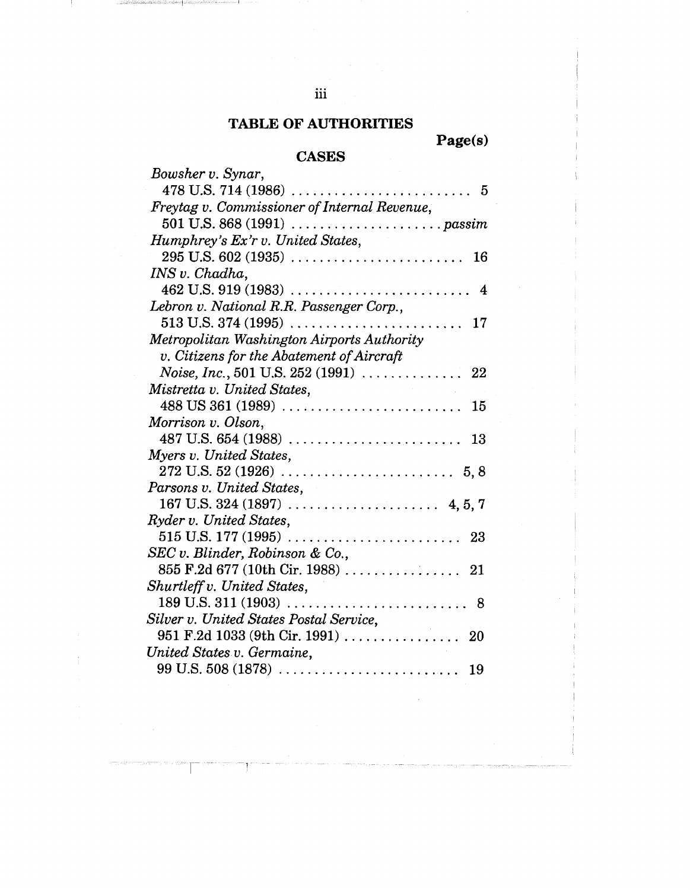## TABLE OF AUTHORITIES

**Page(s)**

### CASES

*Bowsher v. Synar*,
478 U.S. 714 (1986) .......................... 5

*Freytag v. Commissioner of Internal Revenue*,
501 U.S. 868 (1991) ...................... *passim*

*Humphrey's Ex'r v. United States*,
295 U.S. 602 (1935) ........................ 16

*INS v. Chadha*,
462 U.S. 919 (1983) .......................... 4

*Lebron v. National R.R. Passenger Corp.*,
513 U.S. 374 (1995) ........................ 17

*Metropolitan Washington Airports Authority v. Citizens for the Abatement of Aircraft Noise, Inc.*, 501 U.S. 252 (1991) .............. 22

*Mistretta v. United States*,
488 US 361 (1989) .......................... 15

*Morrison v. Olson*,
487 U.S. 654 (1988) ........................ 13

*Myers v. United States*,
272 U.S. 52 (1926) ........................ 5, 8

*Parsons v. United States*,
167 U.S. 324 (1897) ..................... 4, 5, 7

*Ryder v. United States*,
515 U.S. 177 (1995) ........................ 23

*SEC v. Blinder, Robinson & Co.*,
855 F.2d 677 (10th Cir. 1988) ................ 21

*Shurtleff v. United States*,
189 U.S. 311 (1903) .......................... 8

*Silver v. United States Postal Service*,
951 F.2d 1033 (9th Cir. 1991) ................ 20

*United States v. Germaine*,
99 U.S. 508 (1878) .......................... 19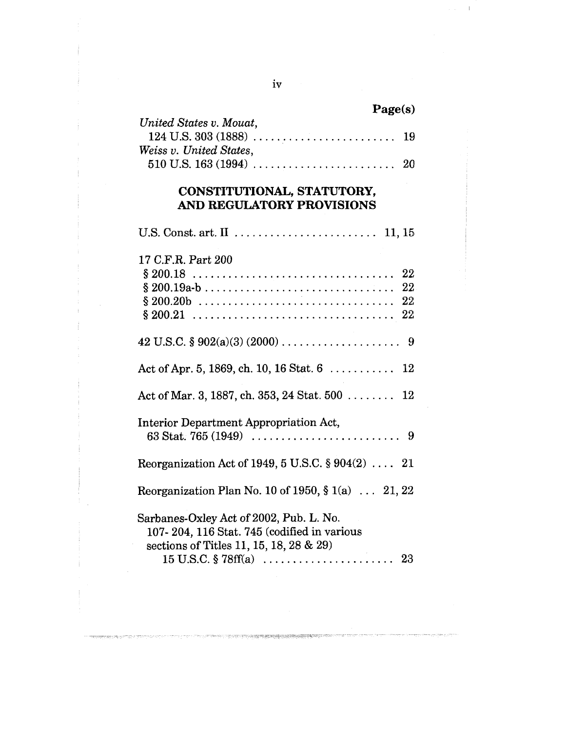**Page(s)**

*United States v. Mouat*,
124 U.S. 303 (1888) . . . . . . . . . . . . . . . . . . . . . . . . 19

*Weiss v. United States*,
510 U.S. 163 (1994) . . . . . . . . . . . . . . . . . . . . . . . . 20

## CONSTITUTIONAL, STATUTORY, AND REGULATORY PROVISIONS

U.S. Const. art. II . . . . . . . . . . . . . . . . . . . . . . . . 11, 15

17 C.F.R. Part 200
§ 200.18 . . . . . . . . . . . . . . . . . . . . . . . . . . . . . . . . 22
§ 200.19a-b . . . . . . . . . . . . . . . . . . . . . . . . . . . . . . 22
§ 200.20b . . . . . . . . . . . . . . . . . . . . . . . . . . . . . . . 22
§ 200.21 . . . . . . . . . . . . . . . . . . . . . . . . . . . . . . . . 22

42 U.S.C. § 902(a)(3) (2000) . . . . . . . . . . . . . . . . . . . 9

Act of Apr. 5, 1869, ch. 10, 16 Stat. 6 . . . . . . . . . . . 12

Act of Mar. 3, 1887, ch. 353, 24 Stat. 500 . . . . . . . . 12

Interior Department Appropriation Act,
63 Stat. 765 (1949) . . . . . . . . . . . . . . . . . . . . . . . . 9

Reorganization Act of 1949, 5 U.S.C. § 904(2) . . . . 21

Reorganization Plan No. 10 of 1950, § 1(a) . . . 21, 22

Sarbanes-Oxley Act of 2002, Pub. L. No. 107- 204, 116 Stat. 745 (codified in various sections of Titles 11, 15, 18, 28 & 29)
15 U.S.C. § 78ff(a) . . . . . . . . . . . . . . . . . . . . . . 23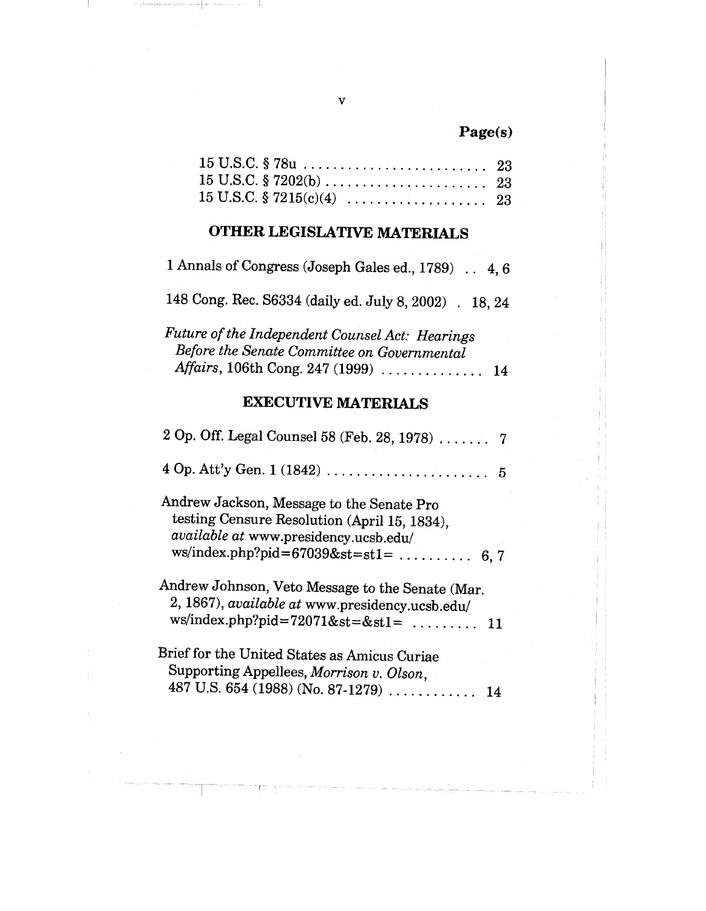Page(s)

15 U.S.C. § 78u ........................... 23
15 U.S.C. § 7202(b) ....................... 23
15 U.S.C. § 7215(c)(4) .................... 23

## OTHER LEGISLATIVE MATERIALS

1 Annals of Congress (Joseph Gales ed., 1789) .. 4, 6

148 Cong. Rec. S6334 (daily ed. July 8, 2002) . 18, 24

*Future of the Independent Counsel Act: Hearings Before the Senate Committee on Governmental Affairs*, 106th Cong. 247 (1999) .............. 14

## EXECUTIVE MATERIALS

2 Op. Off. Legal Counsel 58 (Feb. 28, 1978) ....... 7

4 Op. Att'y Gen. 1 (1842) ...................... 5

Andrew Jackson, Message to the Senate Protesting Censure Resolution (April 15, 1834), *available at* www.presidency.ucsb.edu/ws/index.php?pid=67039&st=st1= .......... 6, 7

Andrew Johnson, Veto Message to the Senate (Mar. 2, 1867), *available at* www.presidency.ucsb.edu/ws/index.php?pid=72071&st=&st1= ......... 11

Brief for the United States as Amicus Curiae Supporting Appellees, *Morrison v. Olson*, 487 U.S. 654 (1988) (No. 87-1279) ............ 14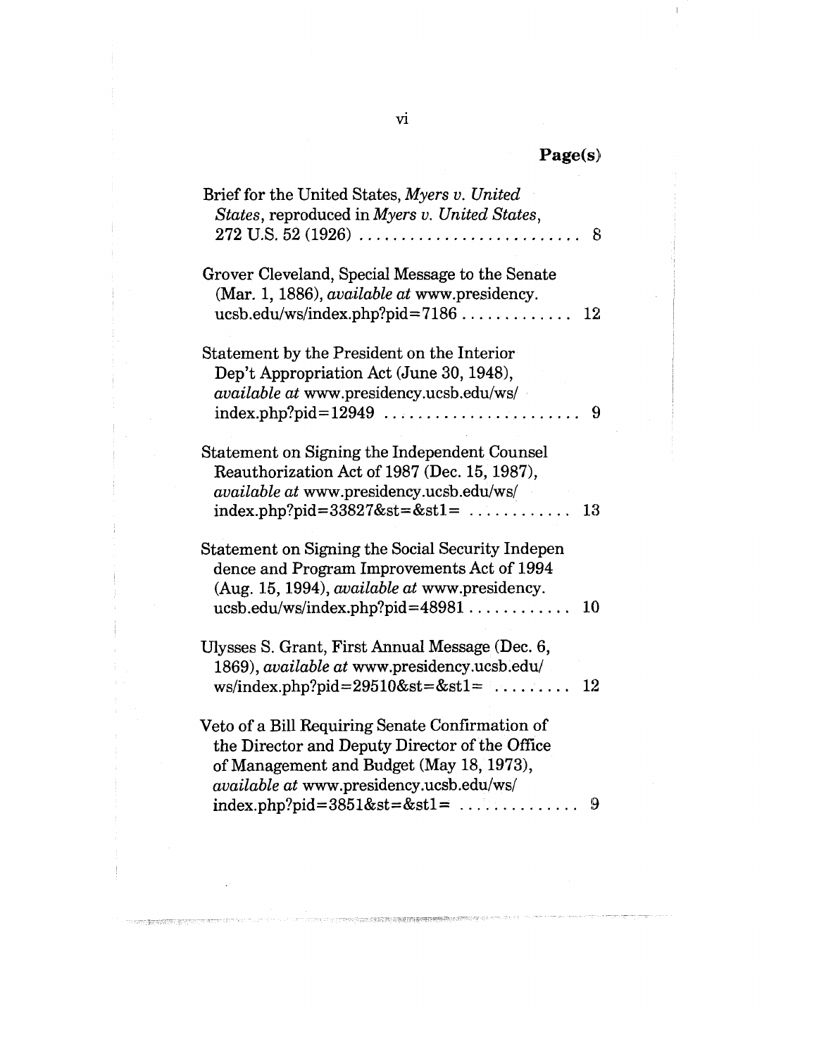**Page(s)**

Brief for the United States, *Myers v. United States*, reproduced in *Myers v. United States*, 272 U.S. 52 (1926) .......................... 8

Grover Cleveland, Special Message to the Senate (Mar. 1, 1886), *available at* www.presidency.ucsb.edu/ws/index.php?pid=7186 ............. 12

Statement by the President on the Interior Dep't Appropriation Act (June 30, 1948), *available at* www.presidency.ucsb.edu/ws/index.php?pid=12949 ....................... 9

Statement on Signing the Independent Counsel Reauthorization Act of 1987 (Dec. 15, 1987), *available at* www.presidency.ucsb.edu/ws/index.php?pid=33827&st=&st1= ............ 13

Statement on Signing the Social Security Indepen dence and Program Improvements Act of 1994 (Aug. 15, 1994), *available at* www.presidency.ucsb.edu/ws/index.php?pid=48981 ............ 10

Ulysses S. Grant, First Annual Message (Dec. 6, 1869), *available at* www.presidency.ucsb.edu/ws/index.php?pid=29510&st=&st1= ......... 12

Veto of a Bill Requiring Senate Confirmation of the Director and Deputy Director of the Office of Management and Budget (May 18, 1973), *available at* www.presidency.ucsb.edu/ws/index.php?pid=3851&st=&st1= .............. 9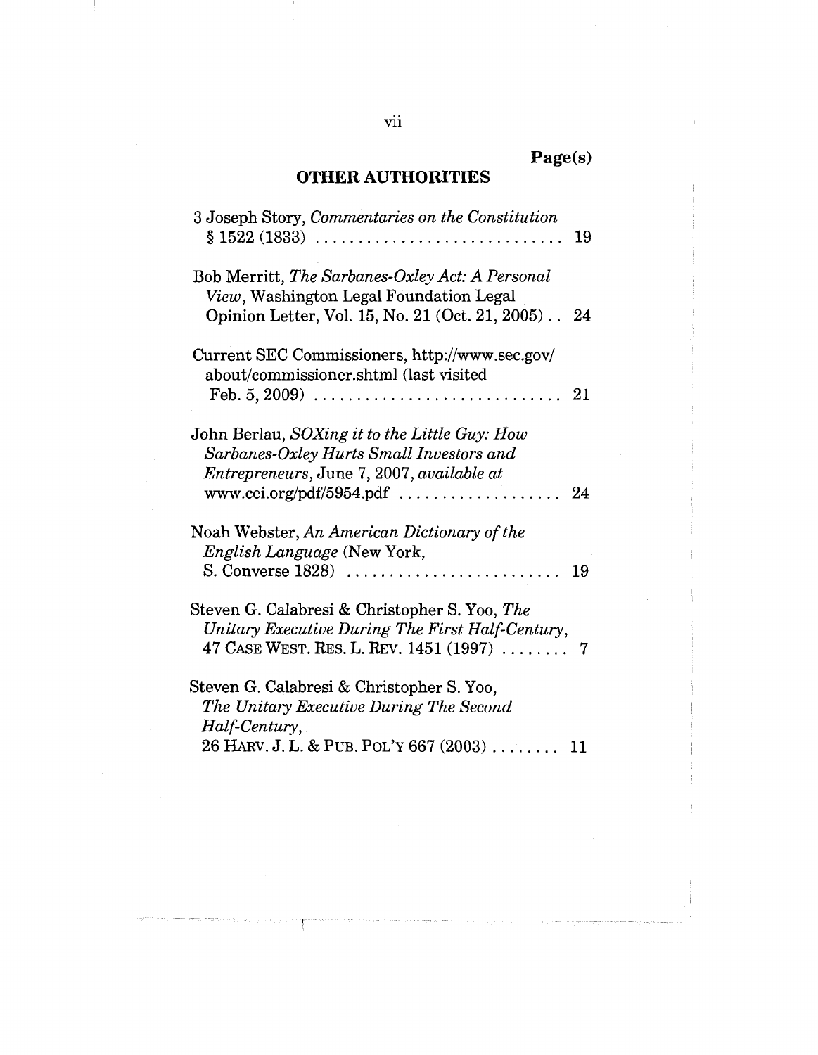Page(s)

## OTHER AUTHORITIES

3 Joseph Story, *Commentaries on the Constitution* § 1522 (1833) .............................. 19

Bob Merritt, *The Sarbanes-Oxley Act: A Personal View*, Washington Legal Foundation Legal Opinion Letter, Vol. 15, No. 21 (Oct. 21, 2005) .. 24

Current SEC Commissioners, http://www.sec.gov/about/commissioner.shtml (last visited Feb. 5, 2009) .............................. 21

John Berlau, *SOXing it to the Little Guy: How Sarbanes-Oxley Hurts Small Investors and Entrepreneurs*, June 7, 2007, *available at* www.cei.org/pdf/5954.pdf .................. 24

Noah Webster, *An American Dictionary of the English Language* (New York, S. Converse 1828) ......................... 19

Steven G. Calabresi & Christopher S. Yoo, *The Unitary Executive During The First Half-Century*, 47 CASE WEST. RES. L. REV. 1451 (1997) ........ 7

Steven G. Calabresi & Christopher S. Yoo, *The Unitary Executive During The Second Half-Century*, 26 HARV. J. L. & PUB. POL'Y 667 (2003) ........ 11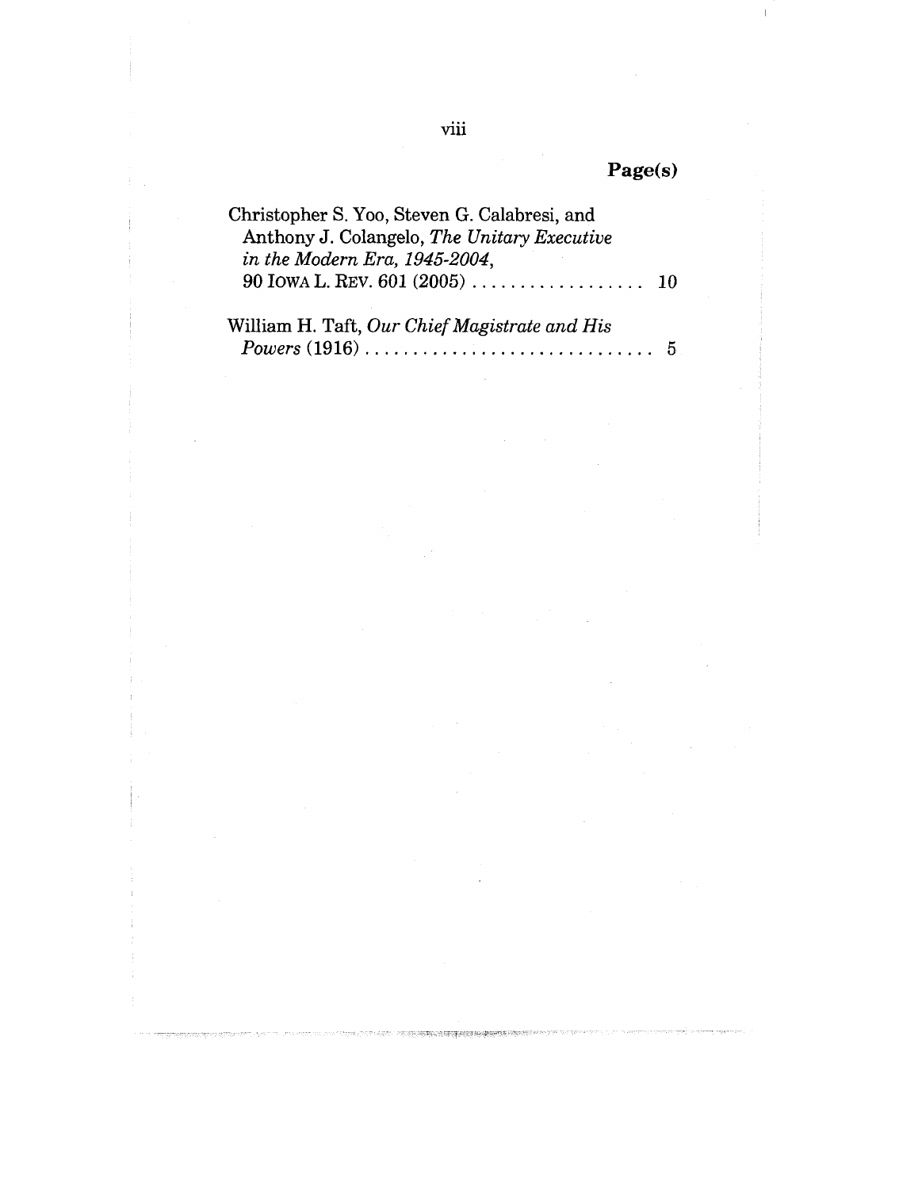**Page(s)**

Christopher S. Yoo, Steven G. Calabresi, and Anthony J. Colangelo, *The Unitary Executive in the Modern Era, 1945-2004*, 90 IOWA L. REV. 601 (2005) .................. 10

William H. Taft, *Our Chief Magistrate and His Powers* (1916) .............................. 5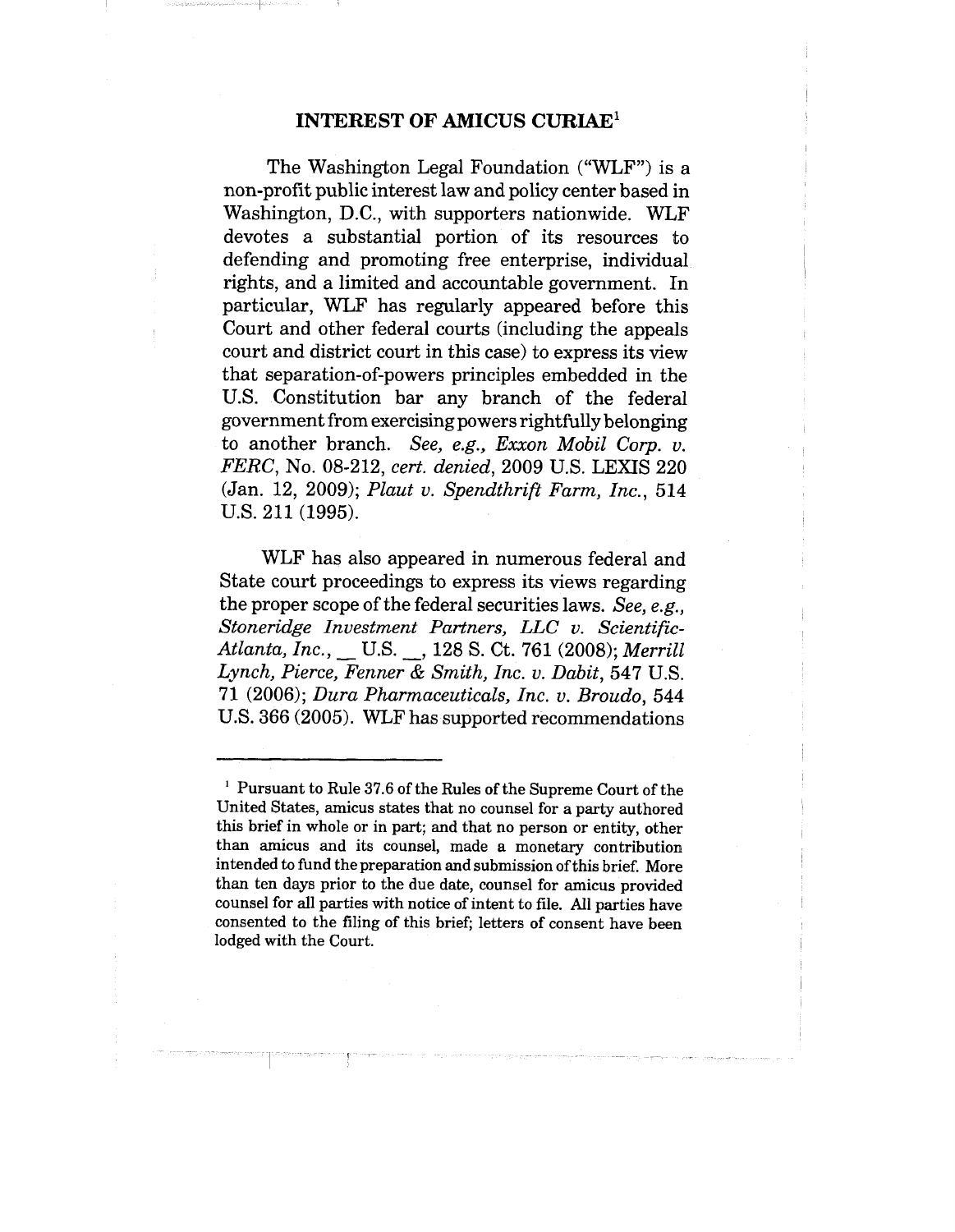## INTEREST OF AMICUS CURIAE[1]

The Washington Legal Foundation ("WLF") is a non-profit public interest law and policy center based in Washington, D.C., with supporters nationwide. WLF devotes a substantial portion of its resources to defending and promoting free enterprise, individual rights, and a limited and accountable government. In particular, WLF has regularly appeared before this Court and other federal courts (including the appeals court and district court in this case) to express its view that separation-of-powers principles embedded in the U.S. Constitution bar any branch of the federal government from exercising powers rightfully belonging to another branch. *See, e.g., Exxon Mobil Corp. v. FERC*, No. 08-212, *cert. denied*, 2009 U.S. LEXIS 220 (Jan. 12, 2009); *Plaut v. Spendthrift Farm, Inc.*, 514 U.S. 211 (1995).

WLF has also appeared in numerous federal and State court proceedings to express its views regarding the proper scope of the federal securities laws. *See, e.g., Stoneridge Investment Partners, LLC v. Scientific-Atlanta, Inc.*, __ U.S. __, 128 S. Ct. 761 (2008); *Merrill Lynch, Pierce, Fenner & Smith, Inc. v. Dabit*, 547 U.S. 71 (2006); *Dura Pharmaceuticals, Inc. v. Broudo*, 544 U.S. 366 (2005). WLF has supported recommendations

---

[1] Pursuant to Rule 37.6 of the Rules of the Supreme Court of the United States, amicus states that no counsel for a party authored this brief in whole or in part; and that no person or entity, other than amicus and its counsel, made a monetary contribution intended to fund the preparation and submission of this brief. More than ten days prior to the due date, counsel for amicus provided counsel for all parties with notice of intent to file. All parties have consented to the filing of this brief; letters of consent have been lodged with the Court.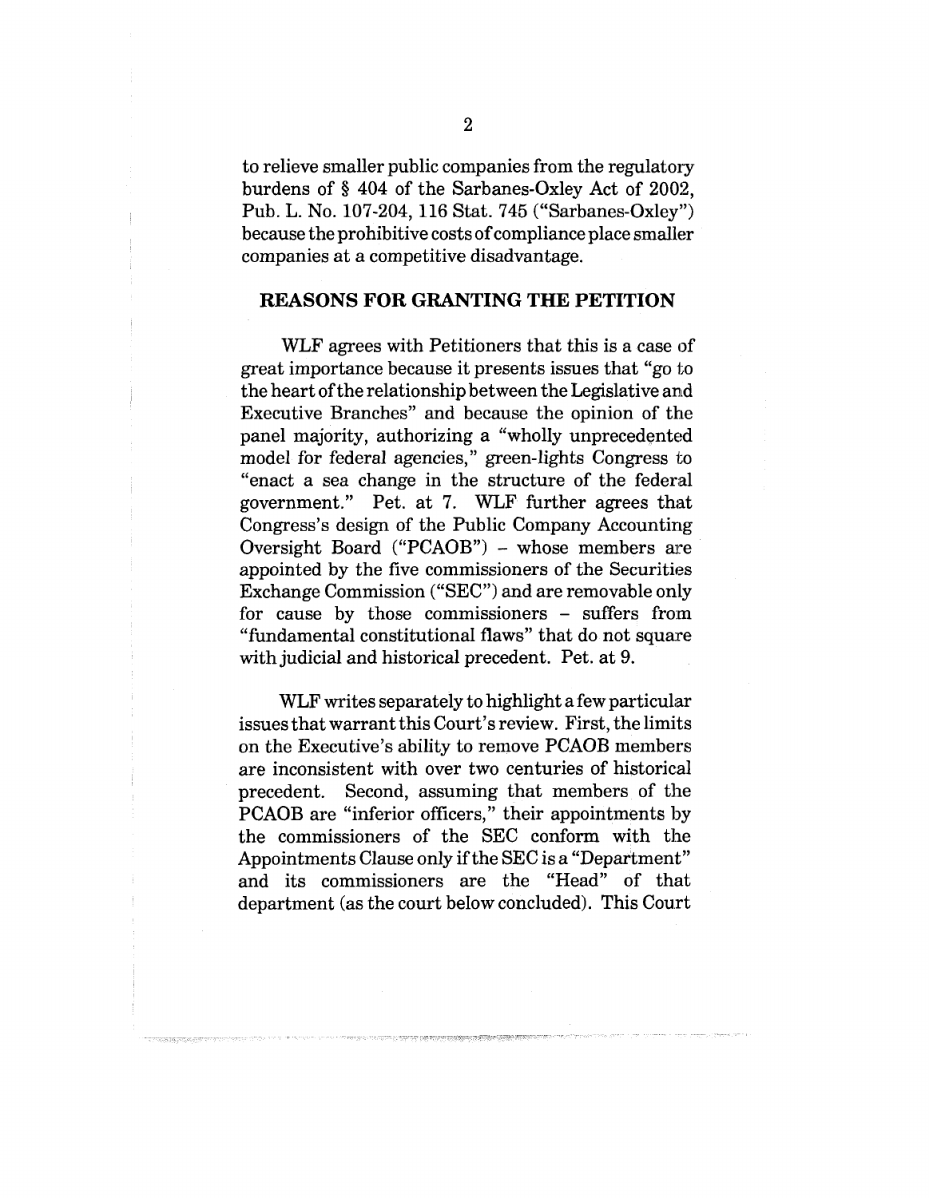to relieve smaller public companies from the regulatory burdens of § 404 of the Sarbanes-Oxley Act of 2002, Pub. L. No. 107-204, 116 Stat. 745 ("Sarbanes-Oxley") because the prohibitive costs of compliance place smaller companies at a competitive disadvantage.

## REASONS FOR GRANTING THE PETITION

WLF agrees with Petitioners that this is a case of great importance because it presents issues that "go to the heart of the relationship between the Legislative and Executive Branches" and because the opinion of the panel majority, authorizing a "wholly unprecedented model for federal agencies," green-lights Congress to "enact a sea change in the structure of the federal government." Pet. at 7. WLF further agrees that Congress's design of the Public Company Accounting Oversight Board ("PCAOB") – whose members are appointed by the five commissioners of the Securities Exchange Commission ("SEC") and are removable only for cause by those commissioners – suffers from "fundamental constitutional flaws" that do not square with judicial and historical precedent. Pet. at 9.

WLF writes separately to highlight a few particular issues that warrant this Court's review. First, the limits on the Executive's ability to remove PCAOB members are inconsistent with over two centuries of historical precedent. Second, assuming that members of the PCAOB are "inferior officers," their appointments by the commissioners of the SEC conform with the Appointments Clause only if the SEC is a "Department" and its commissioners are the "Head" of that department (as the court below concluded). This Court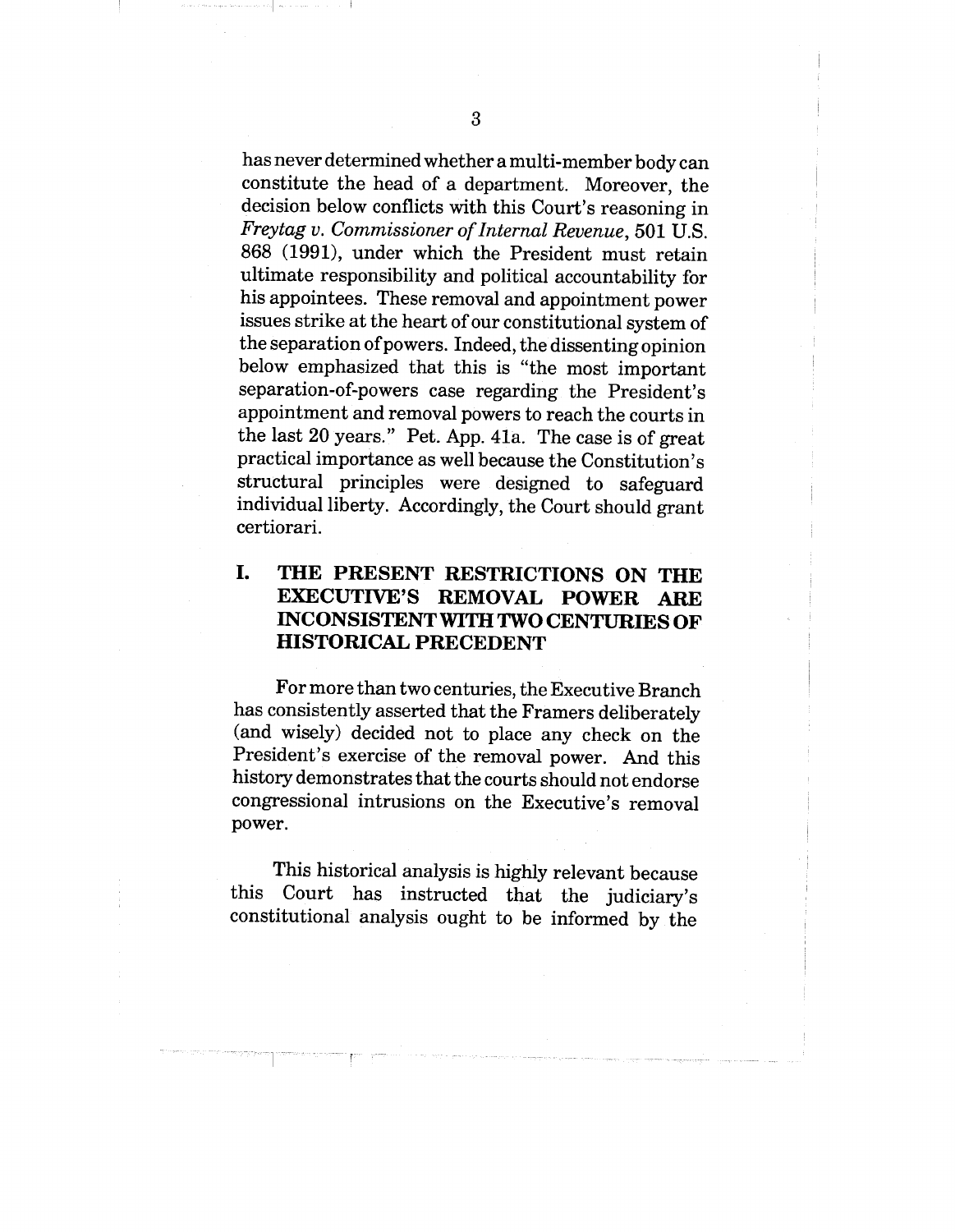has never determined whether a multi-member body can constitute the head of a department. Moreover, the decision below conflicts with this Court's reasoning in *Freytag v. Commissioner of Internal Revenue*, 501 U.S. 868 (1991), under which the President must retain ultimate responsibility and political accountability for his appointees. These removal and appointment power issues strike at the heart of our constitutional system of the separation of powers. Indeed, the dissenting opinion below emphasized that this is "the most important separation-of-powers case regarding the President's appointment and removal powers to reach the courts in the last 20 years." Pet. App. 41a. The case is of great practical importance as well because the Constitution's structural principles were designed to safeguard individual liberty. Accordingly, the Court should grant certiorari.

## I. THE PRESENT RESTRICTIONS ON THE EXECUTIVE'S REMOVAL POWER ARE INCONSISTENT WITH TWO CENTURIES OF HISTORICAL PRECEDENT

For more than two centuries, the Executive Branch has consistently asserted that the Framers deliberately (and wisely) decided not to place any check on the President's exercise of the removal power. And this history demonstrates that the courts should not endorse congressional intrusions on the Executive's removal power.

This historical analysis is highly relevant because this Court has instructed that the judiciary's constitutional analysis ought to be informed by the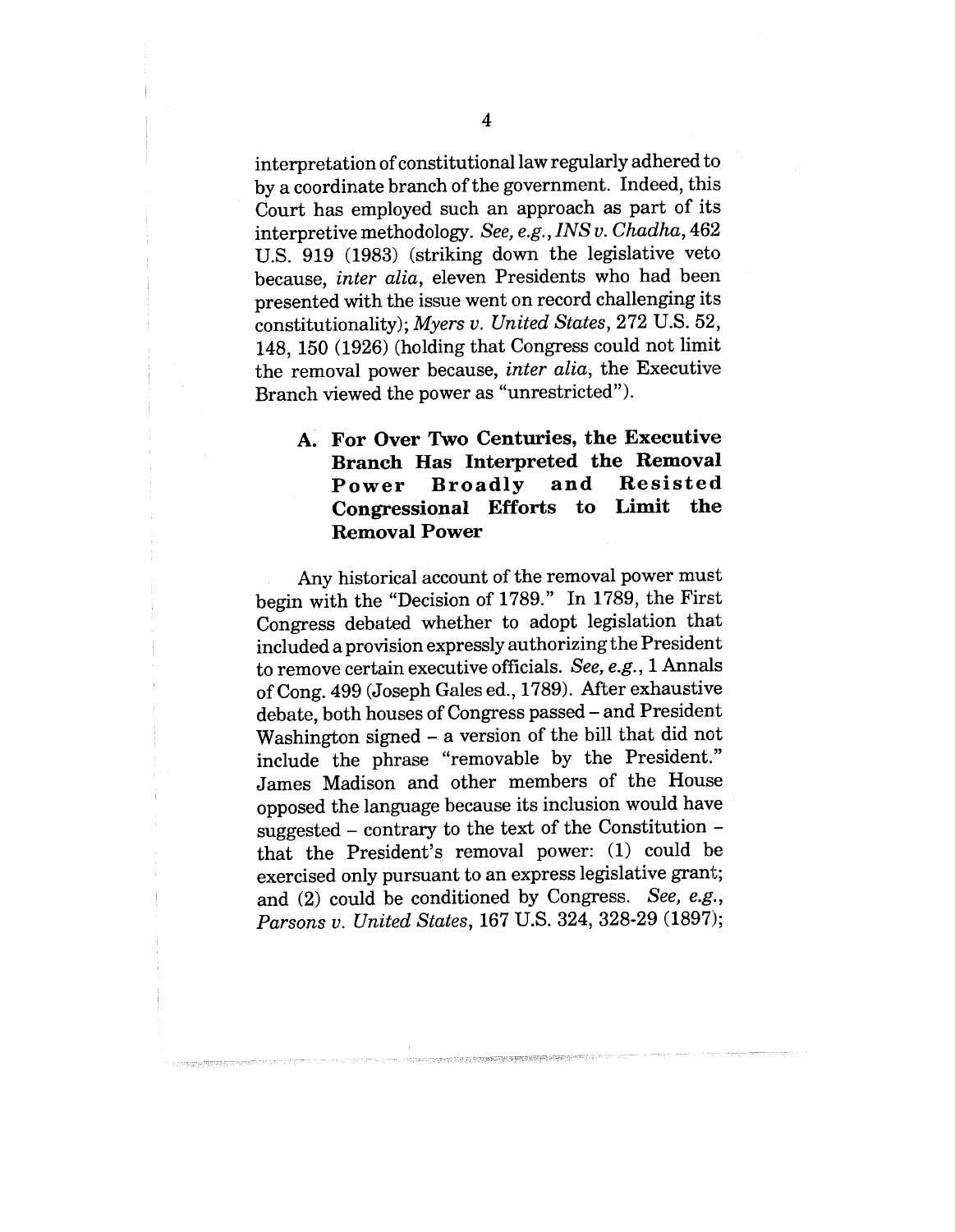interpretation of constitutional law regularly adhered to by a coordinate branch of the government. Indeed, this Court has employed such an approach as part of its interpretive methodology. *See, e.g., INS v. Chadha*, 462 U.S. 919 (1983) (striking down the legislative veto because, *inter alia*, eleven Presidents who had been presented with the issue went on record challenging its constitutionality); *Myers v. United States*, 272 U.S. 52, 148, 150 (1926) (holding that Congress could not limit the removal power because, *inter alia*, the Executive Branch viewed the power as "unrestricted").

### A. For Over Two Centuries, the Executive Branch Has Interpreted the Removal Power Broadly and Resisted Congressional Efforts to Limit the Removal Power

Any historical account of the removal power must begin with the "Decision of 1789." In 1789, the First Congress debated whether to adopt legislation that included a provision expressly authorizing the President to remove certain executive officials. *See, e.g.*, 1 Annals of Cong. 499 (Joseph Gales ed., 1789). After exhaustive debate, both houses of Congress passed – and President Washington signed – a version of the bill that did not include the phrase "removable by the President." James Madison and other members of the House opposed the language because its inclusion would have suggested – contrary to the text of the Constitution – that the President's removal power: (1) could be exercised only pursuant to an express legislative grant; and (2) could be conditioned by Congress. *See, e.g., Parsons v. United States*, 167 U.S. 324, 328-29 (1897);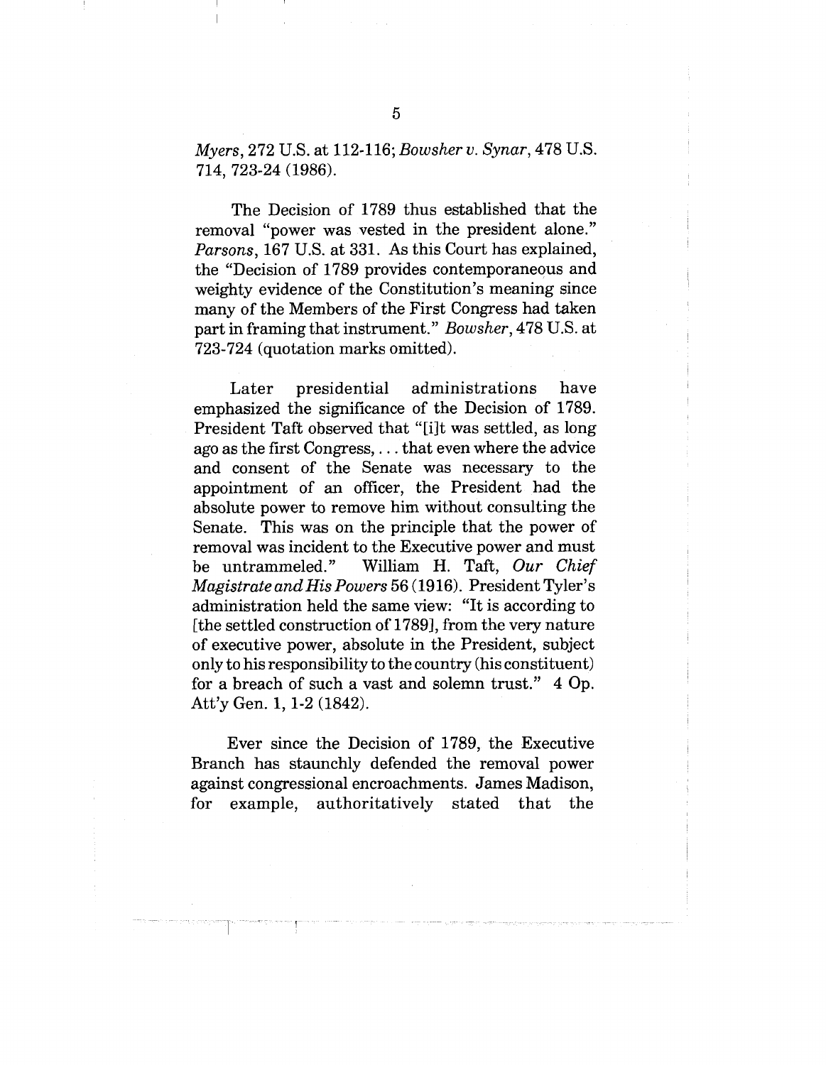*Myers*, 272 U.S. at 112-116; *Bowsher v. Synar*, 478 U.S. 714, 723-24 (1986).

The Decision of 1789 thus established that the removal "power was vested in the president alone." *Parsons*, 167 U.S. at 331. As this Court has explained, the "Decision of 1789 provides contemporaneous and weighty evidence of the Constitution's meaning since many of the Members of the First Congress had taken part in framing that instrument." *Bowsher*, 478 U.S. at 723-724 (quotation marks omitted).

Later presidential administrations have emphasized the significance of the Decision of 1789. President Taft observed that "[i]t was settled, as long ago as the first Congress, . . . that even where the advice and consent of the Senate was necessary to the appointment of an officer, the President had the absolute power to remove him without consulting the Senate. This was on the principle that the power of removal was incident to the Executive power and must be untrammeled." William H. Taft, *Our Chief Magistrate and His Powers* 56 (1916). President Tyler's administration held the same view: "It is according to [the settled construction of 1789], from the very nature of executive power, absolute in the President, subject only to his responsibility to the country (his constituent) for a breach of such a vast and solemn trust." 4 Op. Att'y Gen. 1, 1-2 (1842).

Ever since the Decision of 1789, the Executive Branch has staunchly defended the removal power against congressional encroachments. James Madison, for example, authoritatively stated that the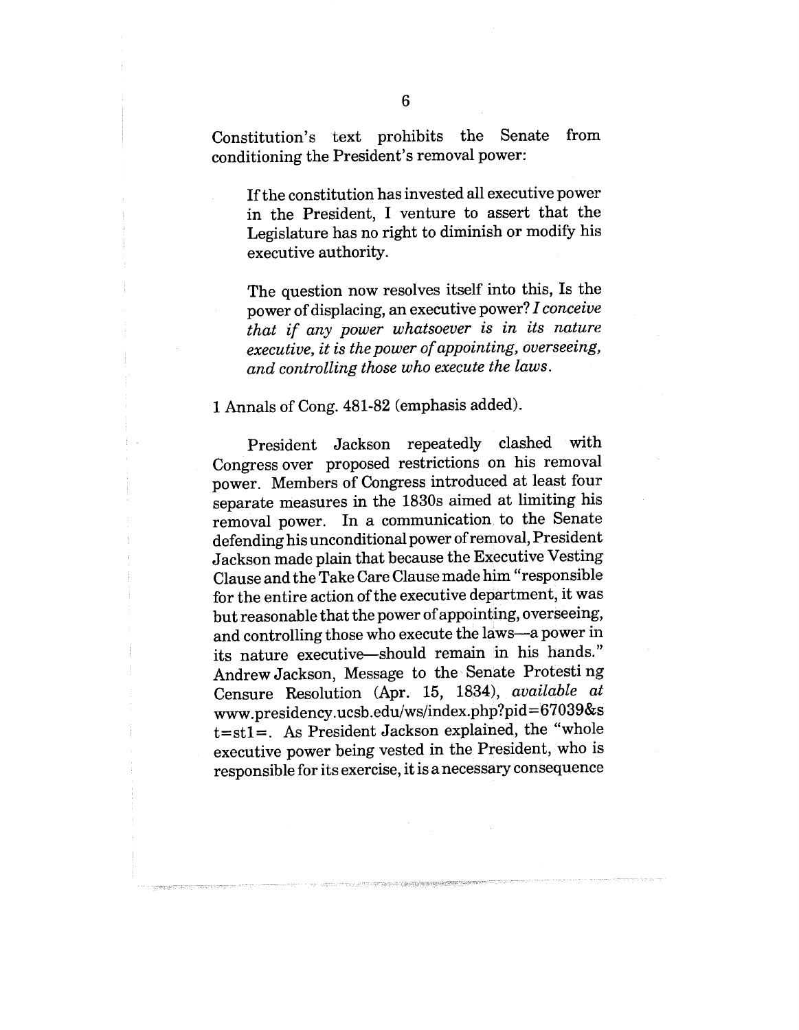Constitution's text prohibits the Senate from conditioning the President's removal power:

> If the constitution has invested all executive power in the President, I venture to assert that the Legislature has no right to diminish or modify his executive authority.
>
> The question now resolves itself into this, Is the power of displacing, an executive power? *I conceive that if any power whatsoever is in its nature executive, it is the power of appointing, overseeing, and controlling those who execute the laws.*

1 Annals of Cong. 481-82 (emphasis added).

President Jackson repeatedly clashed with Congress over proposed restrictions on his removal power. Members of Congress introduced at least four separate measures in the 1830s aimed at limiting his removal power. In a communication to the Senate defending his unconditional power of removal, President Jackson made plain that because the Executive Vesting Clause and the Take Care Clause made him "responsible for the entire action of the executive department, it was but reasonable that the power of appointing, overseeing, and controlling those who execute the laws—a power in its nature executive—should remain in his hands." Andrew Jackson, Message to the Senate Protesti ng Censure Resolution (Apr. 15, 1834), *available at* www.presidency.ucsb.edu/ws/index.php?pid=67039&st=st1=. As President Jackson explained, the "whole executive power being vested in the President, who is responsible for its exercise, it is a necessary consequence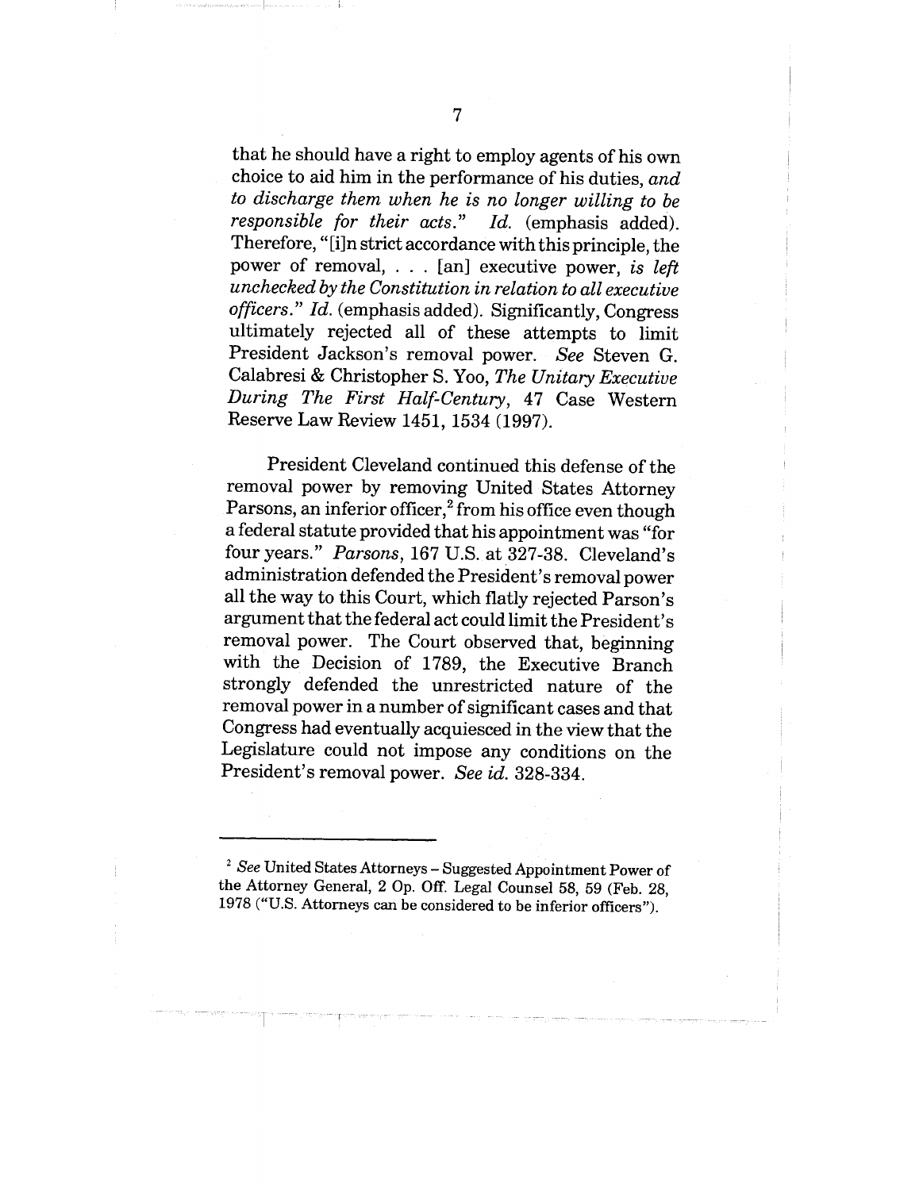that he should have a right to employ agents of his own choice to aid him in the performance of his duties, *and to discharge them when he is no longer willing to be responsible for their acts*." *Id.* (emphasis added). Therefore, "[i]n strict accordance with this principle, the power of removal, . . . [an] executive power, *is left unchecked by the Constitution in relation to all executive officers*." *Id.* (emphasis added). Significantly, Congress ultimately rejected all of these attempts to limit President Jackson's removal power. *See* Steven G. Calabresi & Christopher S. Yoo, *The Unitary Executive During The First Half-Century*, 47 Case Western Reserve Law Review 1451, 1534 (1997).

President Cleveland continued this defense of the removal power by removing United States Attorney Parsons, an inferior officer,[2] from his office even though a federal statute provided that his appointment was "for four years." *Parsons*, 167 U.S. at 327-38. Cleveland's administration defended the President's removal power all the way to this Court, which flatly rejected Parson's argument that the federal act could limit the President's removal power. The Court observed that, beginning with the Decision of 1789, the Executive Branch strongly defended the unrestricted nature of the removal power in a number of significant cases and that Congress had eventually acquiesced in the view that the Legislature could not impose any conditions on the President's removal power. *See id.* 328-334.

---

[2] *See* United States Attorneys – Suggested Appointment Power of the Attorney General, 2 Op. Off. Legal Counsel 58, 59 (Feb. 28, 1978 ("U.S. Attorneys can be considered to be inferior officers").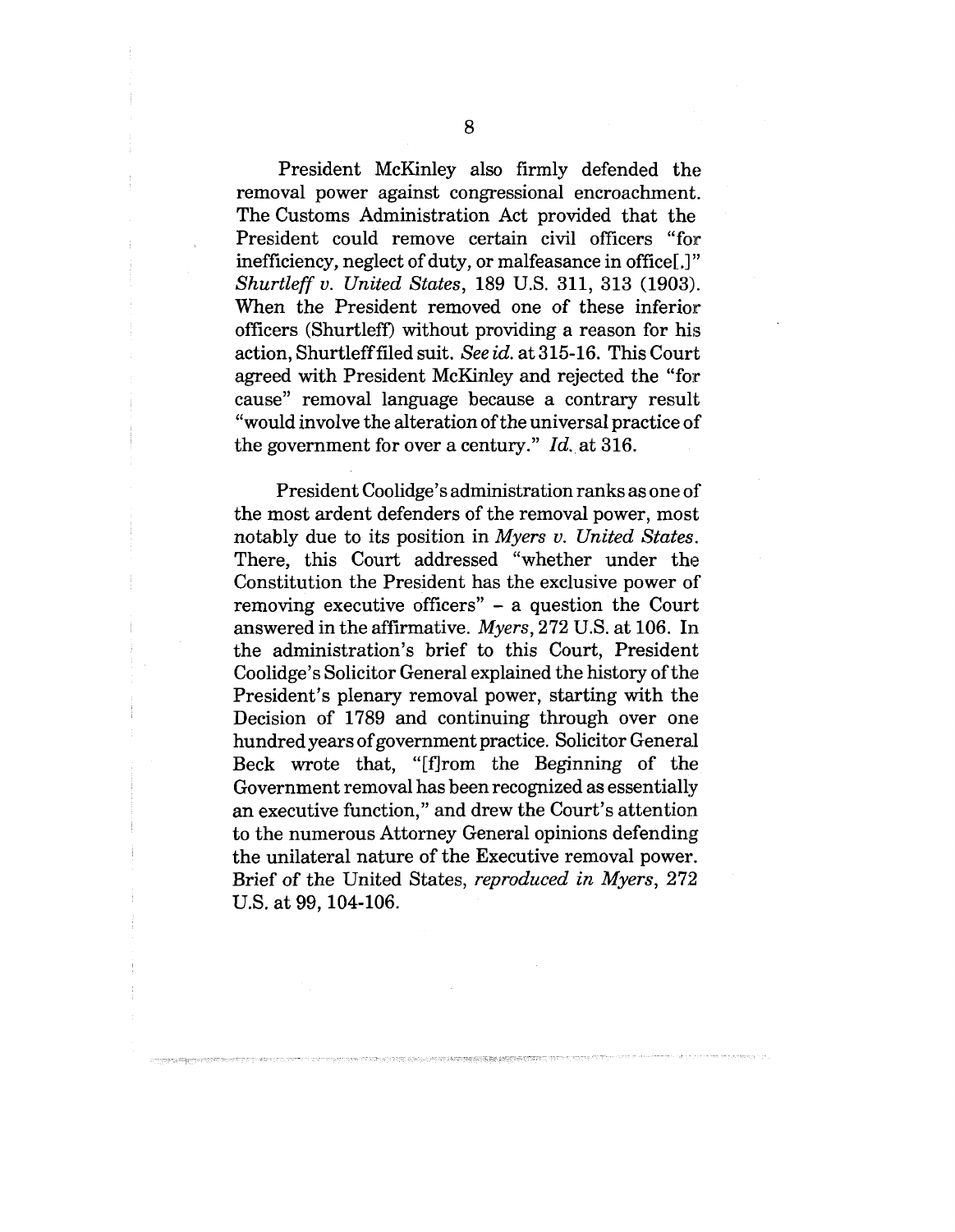President McKinley also firmly defended the removal power against congressional encroachment. The Customs Administration Act provided that the President could remove certain civil officers "for inefficiency, neglect of duty, or malfeasance in office[.]" *Shurtleff v. United States*, 189 U.S. 311, 313 (1903). When the President removed one of these inferior officers (Shurtleff) without providing a reason for his action, Shurtleff filed suit. *See id.* at 315-16. This Court agreed with President McKinley and rejected the "for cause" removal language because a contrary result "would involve the alteration of the universal practice of the government for over a century." *Id.* at 316.

President Coolidge's administration ranks as one of the most ardent defenders of the removal power, most notably due to its position in *Myers v. United States*. There, this Court addressed "whether under the Constitution the President has the exclusive power of removing executive officers" – a question the Court answered in the affirmative. *Myers*, 272 U.S. at 106. In the administration's brief to this Court, President Coolidge's Solicitor General explained the history of the President's plenary removal power, starting with the Decision of 1789 and continuing through over one hundred years of government practice. Solicitor General Beck wrote that, "[f]rom the Beginning of the Government removal has been recognized as essentially an executive function," and drew the Court's attention to the numerous Attorney General opinions defending the unilateral nature of the Executive removal power. Brief of the United States, *reproduced in Myers*, 272 U.S. at 99, 104-106.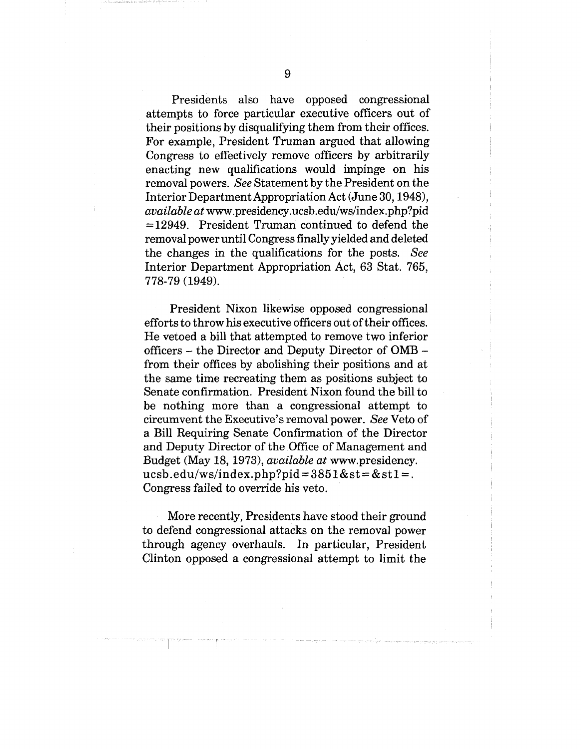Presidents also have opposed congressional attempts to force particular executive officers out of their positions by disqualifying them from their offices. For example, President Truman argued that allowing Congress to effectively remove officers by arbitrarily enacting new qualifications would impinge on his removal powers. *See* Statement by the President on the Interior Department Appropriation Act (June 30, 1948), *available at* www.presidency.ucsb.edu/ws/index.php?pid =12949. President Truman continued to defend the removal power until Congress finally yielded and deleted the changes in the qualifications for the posts. *See* Interior Department Appropriation Act, 63 Stat. 765, 778-79 (1949).

President Nixon likewise opposed congressional efforts to throw his executive officers out of their offices. He vetoed a bill that attempted to remove two inferior officers – the Director and Deputy Director of OMB – from their offices by abolishing their positions and at the same time recreating them as positions subject to Senate confirmation. President Nixon found the bill to be nothing more than a congressional attempt to circumvent the Executive's removal power. *See* Veto of a Bill Requiring Senate Confirmation of the Director and Deputy Director of the Office of Management and Budget (May 18, 1973), *available at* www.presidency. ucsb.edu/ws/index.php?pid=3851&st=&st1=. Congress failed to override his veto.

More recently, Presidents have stood their ground to defend congressional attacks on the removal power through agency overhauls. In particular, President Clinton opposed a congressional attempt to limit the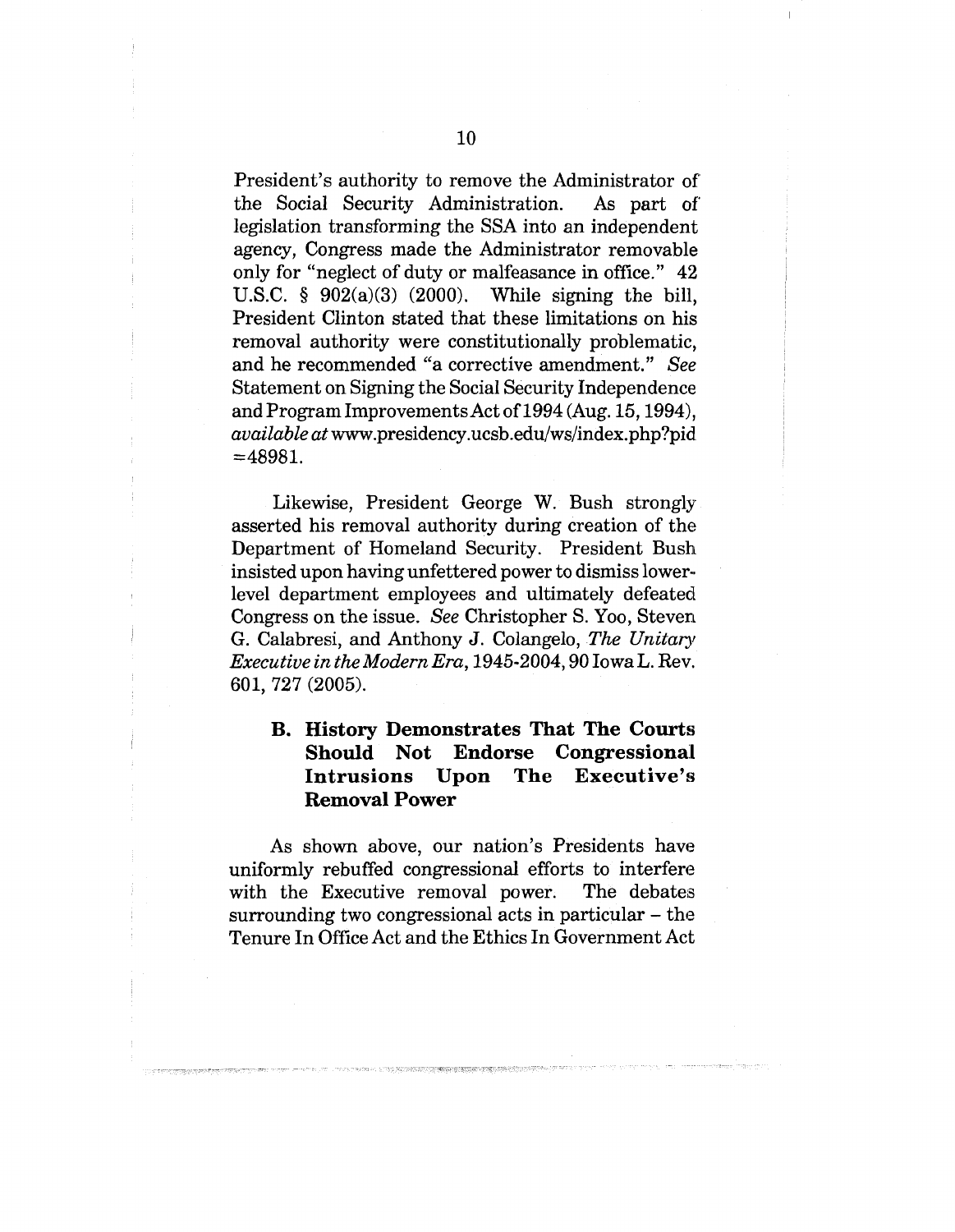President's authority to remove the Administrator of the Social Security Administration. As part of legislation transforming the SSA into an independent agency, Congress made the Administrator removable only for "neglect of duty or malfeasance in office." 42 U.S.C. § 902(a)(3) (2000). While signing the bill, President Clinton stated that these limitations on his removal authority were constitutionally problematic, and he recommended "a corrective amendment." *See* Statement on Signing the Social Security Independence and Program Improvements Act of 1994 (Aug. 15, 1994), *available at* www.presidency.ucsb.edu/ws/index.php?pid =48981.

Likewise, President George W. Bush strongly asserted his removal authority during creation of the Department of Homeland Security. President Bush insisted upon having unfettered power to dismiss lower-level department employees and ultimately defeated Congress on the issue. *See* Christopher S. Yoo, Steven G. Calabresi, and Anthony J. Colangelo, *The Unitary Executive in the Modern Era*, 1945-2004, 90 Iowa L. Rev. 601, 727 (2005).

### B. History Demonstrates That The Courts Should Not Endorse Congressional Intrusions Upon The Executive's Removal Power

As shown above, our nation's Presidents have uniformly rebuffed congressional efforts to interfere with the Executive removal power. The debates surrounding two congressional acts in particular – the Tenure In Office Act and the Ethics In Government Act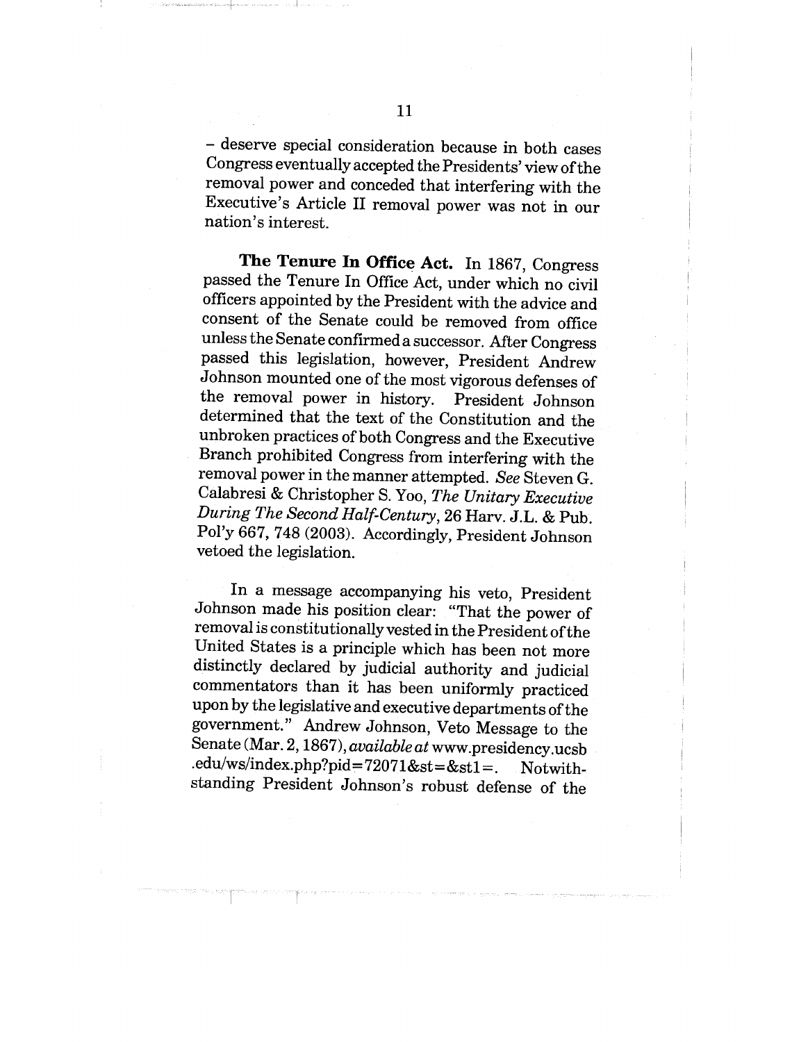– deserve special consideration because in both cases Congress eventually accepted the Presidents' view of the removal power and conceded that interfering with the Executive's Article II removal power was not in our nation's interest.

**The Tenure In Office Act.** In 1867, Congress passed the Tenure In Office Act, under which no civil officers appointed by the President with the advice and consent of the Senate could be removed from office unless the Senate confirmed a successor. After Congress passed this legislation, however, President Andrew Johnson mounted one of the most vigorous defenses of the removal power in history. President Johnson determined that the text of the Constitution and the unbroken practices of both Congress and the Executive Branch prohibited Congress from interfering with the removal power in the manner attempted. *See* Steven G. Calabresi & Christopher S. Yoo, *The Unitary Executive During The Second Half-Century*, 26 Harv. J.L. & Pub. Pol'y 667, 748 (2003). Accordingly, President Johnson vetoed the legislation.

In a message accompanying his veto, President Johnson made his position clear: "That the power of removal is constitutionally vested in the President of the United States is a principle which has been not more distinctly declared by judicial authority and judicial commentators than it has been uniformly practiced upon by the legislative and executive departments of the government." Andrew Johnson, Veto Message to the Senate (Mar. 2, 1867), *available at* www.presidency.ucsb.edu/ws/index.php?pid=72071&st=&st1=. Notwithstanding President Johnson's robust defense of the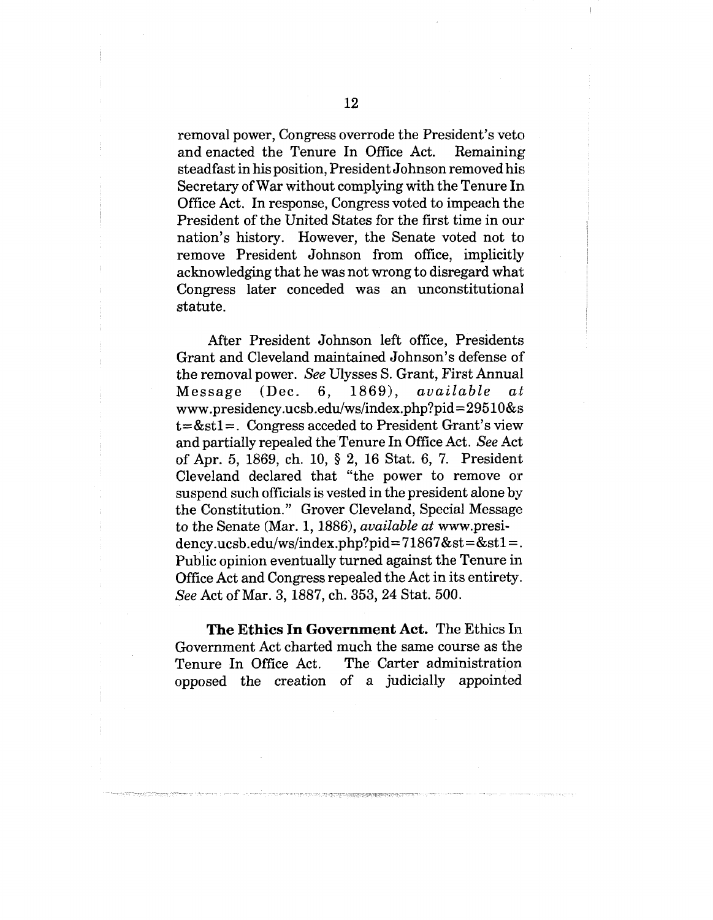removal power, Congress overrode the President's veto and enacted the Tenure In Office Act. Remaining steadfast in his position, President Johnson removed his Secretary of War without complying with the Tenure In Office Act. In response, Congress voted to impeach the President of the United States for the first time in our nation's history. However, the Senate voted not to remove President Johnson from office, implicitly acknowledging that he was not wrong to disregard what Congress later conceded was an unconstitutional statute.

After President Johnson left office, Presidents Grant and Cleveland maintained Johnson's defense of the removal power. *See* Ulysses S. Grant, First Annual Message (Dec. 6, 1869), *available at* www.presidency.ucsb.edu/ws/index.php?pid=29510&st=&st1=. Congress acceded to President Grant's view and partially repealed the Tenure In Office Act. *See* Act of Apr. 5, 1869, ch. 10, § 2, 16 Stat. 6, 7. President Cleveland declared that "the power to remove or suspend such officials is vested in the president alone by the Constitution." Grover Cleveland, Special Message to the Senate (Mar. 1, 1886), *available at* www.presidency.ucsb.edu/ws/index.php?pid=71867&st=&st1=. Public opinion eventually turned against the Tenure in Office Act and Congress repealed the Act in its entirety. *See* Act of Mar. 3, 1887, ch. 353, 24 Stat. 500.

**The Ethics In Government Act.** The Ethics In Government Act charted much the same course as the Tenure In Office Act. The Carter administration opposed the creation of a judicially appointed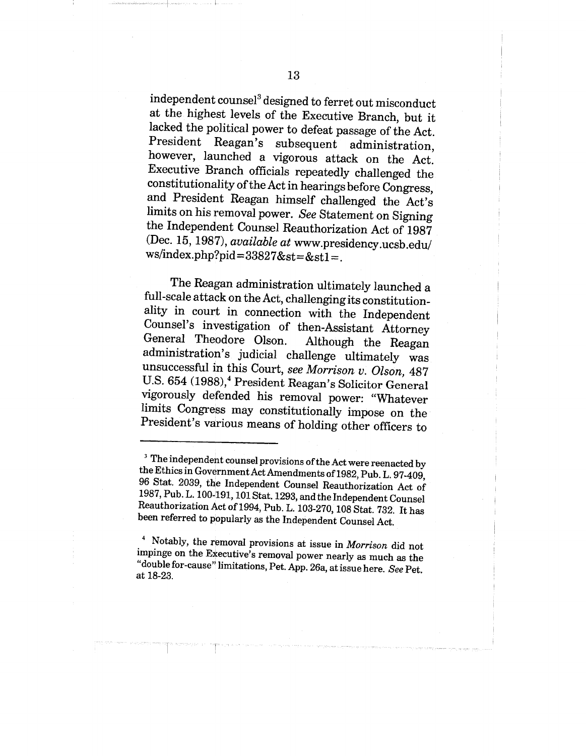independent counsel[3] designed to ferret out misconduct at the highest levels of the Executive Branch, but it lacked the political power to defeat passage of the Act. President Reagan's subsequent administration, however, launched a vigorous attack on the Act. Executive Branch officials repeatedly challenged the constitutionality of the Act in hearings before Congress, and President Reagan himself challenged the Act's limits on his removal power. *See* Statement on Signing the Independent Counsel Reauthorization Act of 1987 (Dec. 15, 1987), *available at* www.presidency.ucsb.edu/ws/index.php?pid=33827&st=&st1=.

The Reagan administration ultimately launched a full-scale attack on the Act, challenging its constitutionality in court in connection with the Independent Counsel's investigation of then-Assistant Attorney General Theodore Olson. Although the Reagan administration's judicial challenge ultimately was unsuccessful in this Court, *see Morrison v. Olson,* 487 U.S. 654 (1988),[4] President Reagan's Solicitor General vigorously defended his removal power: "Whatever limits Congress may constitutionally impose on the President's various means of holding other officers to

---

[3] The independent counsel provisions of the Act were reenacted by the Ethics in Government Act Amendments of 1982, Pub. L. 97-409, 96 Stat. 2039, the Independent Counsel Reauthorization Act of 1987, Pub. L. 100-191, 101 Stat. 1293, and the Independent Counsel Reauthorization Act of 1994, Pub. L. 103-270, 108 Stat. 732. It has been referred to popularly as the Independent Counsel Act.

[4] Notably, the removal provisions at issue in *Morrison* did not impinge on the Executive's removal power nearly as much as the "double for-cause" limitations, Pet. App. 26a, at issue here. *See* Pet. at 18-23.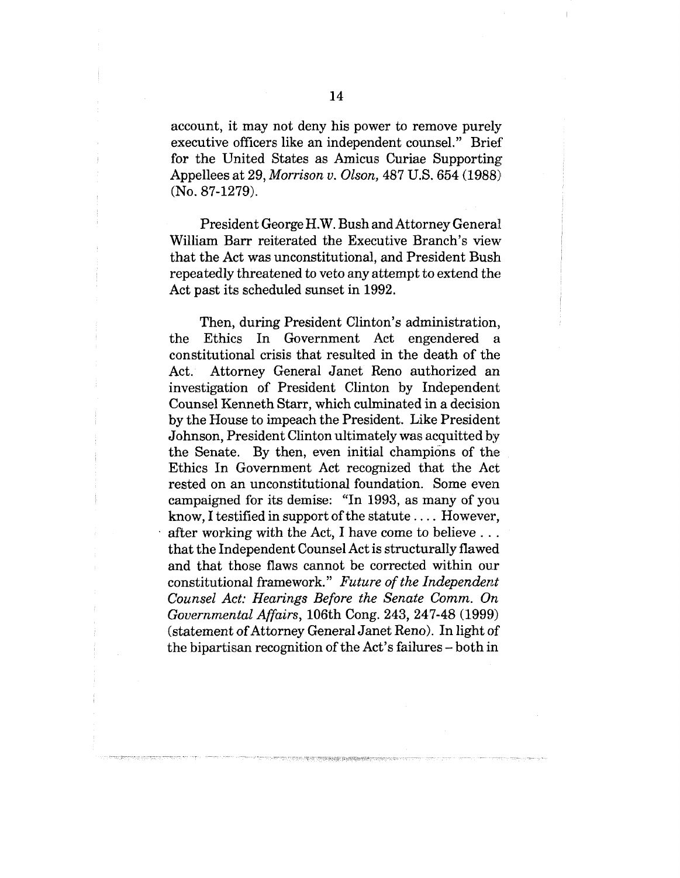account, it may not deny his power to remove purely executive officers like an independent counsel." Brief for the United States as Amicus Curiae Supporting Appellees at 29, *Morrison v. Olson,* 487 U.S. 654 (1988) (No. 87-1279).

President George H.W. Bush and Attorney General William Barr reiterated the Executive Branch's view that the Act was unconstitutional, and President Bush repeatedly threatened to veto any attempt to extend the Act past its scheduled sunset in 1992.

Then, during President Clinton's administration, the Ethics In Government Act engendered a constitutional crisis that resulted in the death of the Act. Attorney General Janet Reno authorized an investigation of President Clinton by Independent Counsel Kenneth Starr, which culminated in a decision by the House to impeach the President. Like President Johnson, President Clinton ultimately was acquitted by the Senate. By then, even initial champions of the Ethics In Government Act recognized that the Act rested on an unconstitutional foundation. Some even campaigned for its demise: "In 1993, as many of you know, I testified in support of the statute .... However, after working with the Act, I have come to believe ... that the Independent Counsel Act is structurally flawed and that those flaws cannot be corrected within our constitutional framework." *Future of the Independent Counsel Act: Hearings Before the Senate Comm. On Governmental Affairs,* 106th Cong. 243, 247-48 (1999) (statement of Attorney General Janet Reno). In light of the bipartisan recognition of the Act's failures – both in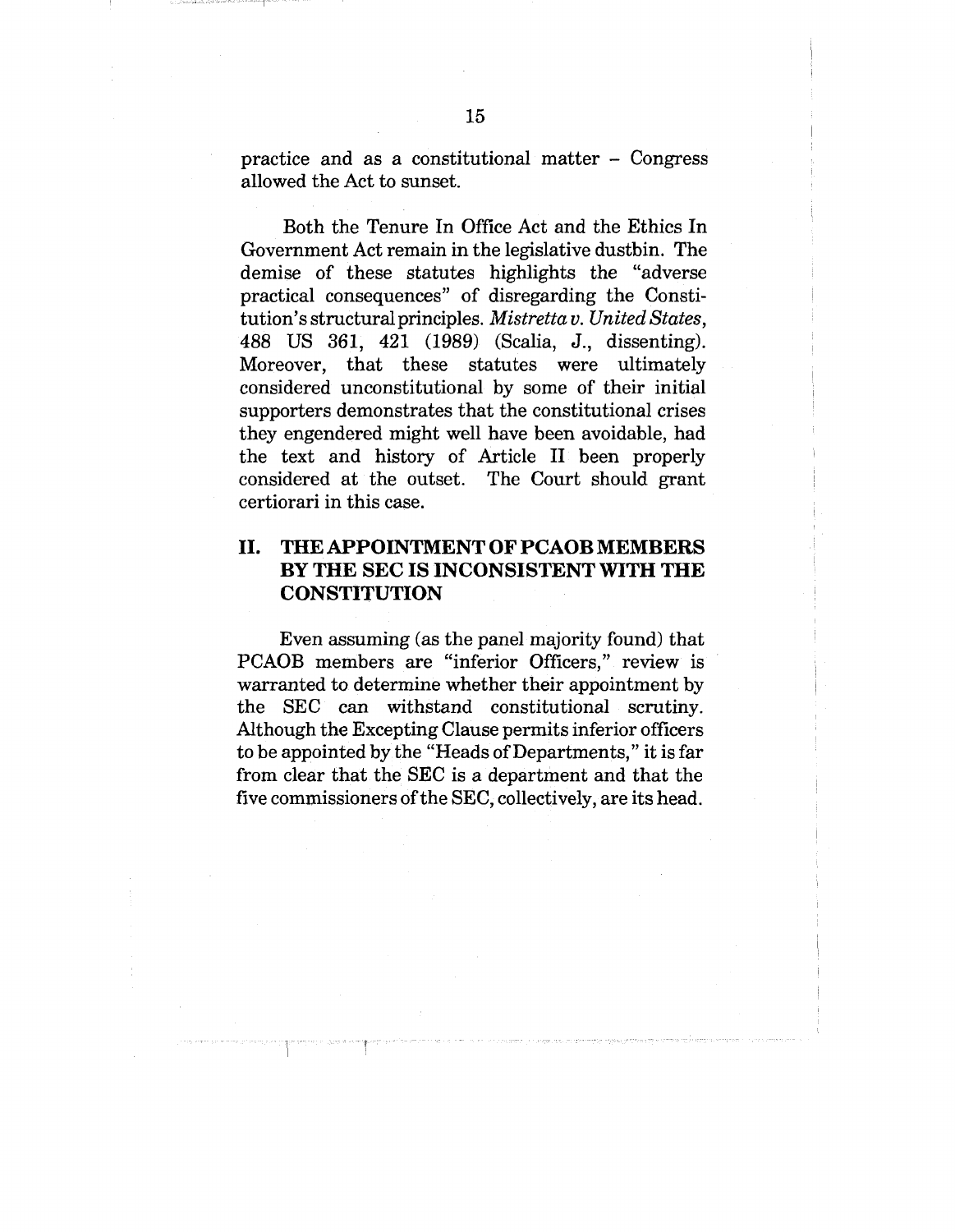practice and as a constitutional matter – Congress allowed the Act to sunset.

Both the Tenure In Office Act and the Ethics In Government Act remain in the legislative dustbin. The demise of these statutes highlights the "adverse practical consequences" of disregarding the Constitution's structural principles. *Mistretta v. United States*, 488 US 361, 421 (1989) (Scalia, J., dissenting). Moreover, that these statutes were ultimately considered unconstitutional by some of their initial supporters demonstrates that the constitutional crises they engendered might well have been avoidable, had the text and history of Article II been properly considered at the outset. The Court should grant certiorari in this case.

## II. THE APPOINTMENT OF PCAOB MEMBERS BY THE SEC IS INCONSISTENT WITH THE CONSTITUTION

Even assuming (as the panel majority found) that PCAOB members are "inferior Officers," review is warranted to determine whether their appointment by the SEC can withstand constitutional scrutiny. Although the Excepting Clause permits inferior officers to be appointed by the "Heads of Departments," it is far from clear that the SEC is a department and that the five commissioners of the SEC, collectively, are its head.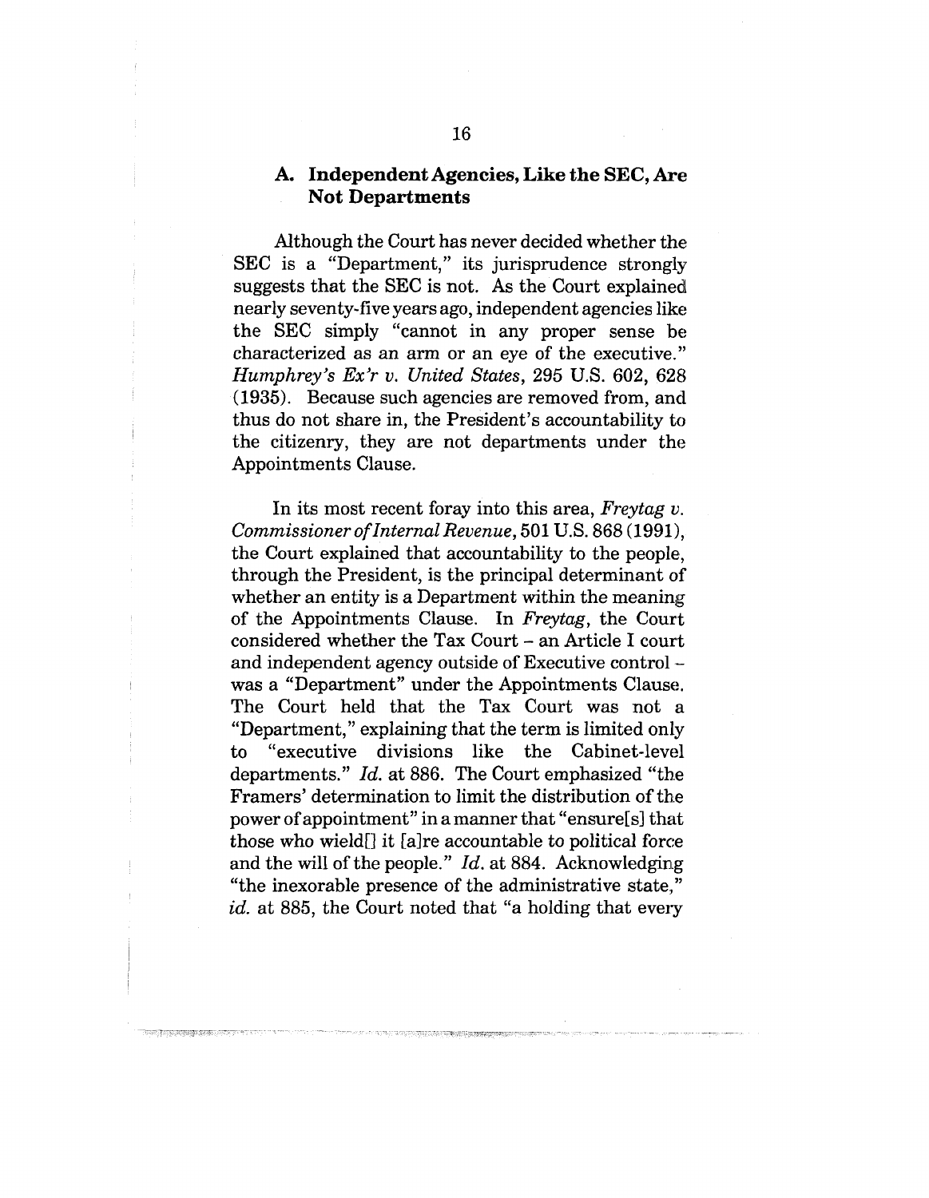### A. Independent Agencies, Like the SEC, Are Not Departments

Although the Court has never decided whether the SEC is a "Department," its jurisprudence strongly suggests that the SEC is not. As the Court explained nearly seventy-five years ago, independent agencies like the SEC simply "cannot in any proper sense be characterized as an arm or an eye of the executive." *Humphrey's Ex'r v. United States*, 295 U.S. 602, 628 (1935). Because such agencies are removed from, and thus do not share in, the President's accountability to the citizenry, they are not departments under the Appointments Clause.

In its most recent foray into this area, *Freytag v. Commissioner of Internal Revenue*, 501 U.S. 868 (1991), the Court explained that accountability to the people, through the President, is the principal determinant of whether an entity is a Department within the meaning of the Appointments Clause. In *Freytag*, the Court considered whether the Tax Court – an Article I court and independent agency outside of Executive control – was a "Department" under the Appointments Clause. The Court held that the Tax Court was not a "Department," explaining that the term is limited only to "executive divisions like the Cabinet-level departments." *Id.* at 886. The Court emphasized "the Framers' determination to limit the distribution of the power of appointment" in a manner that "ensure[s] that those who wield[] it [a]re accountable to political force and the will of the people." *Id.* at 884. Acknowledging "the inexorable presence of the administrative state," *id.* at 885, the Court noted that "a holding that every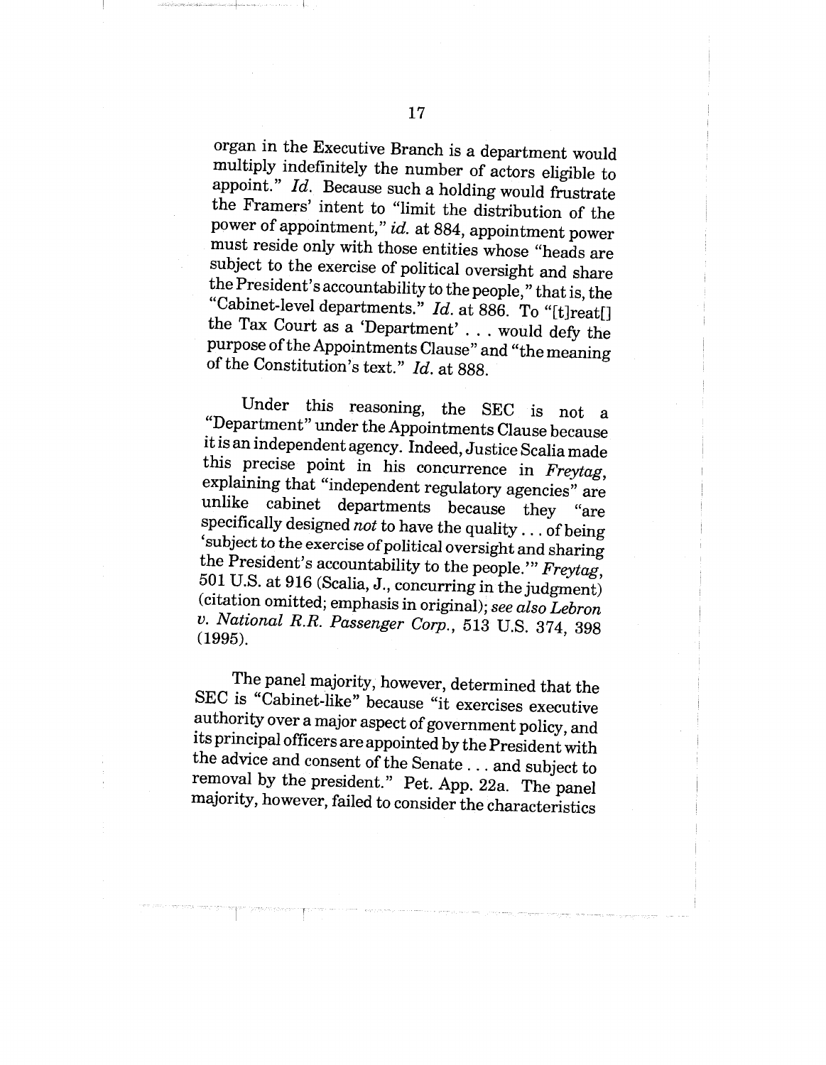organ in the Executive Branch is a department would multiply indefinitely the number of actors eligible to appoint." *Id.* Because such a holding would frustrate the Framers' intent to "limit the distribution of the power of appointment," *id.* at 884, appointment power must reside only with those entities whose "heads are subject to the exercise of political oversight and share the President's accountability to the people," that is, the "Cabinet-level departments." *Id.* at 886. To "[t]reat[] the Tax Court as a 'Department' . . . would defy the purpose of the Appointments Clause" and "the meaning of the Constitution's text." *Id.* at 888.

Under this reasoning, the SEC is not a "Department" under the Appointments Clause because it is an independent agency. Indeed, Justice Scalia made this precise point in his concurrence in *Freytag*, explaining that "independent regulatory agencies" are unlike cabinet departments because they "are specifically designed *not* to have the quality . . . of being 'subject to the exercise of political oversight and sharing the President's accountability to the people.'" *Freytag*, 501 U.S. at 916 (Scalia, J., concurring in the judgment) (citation omitted; emphasis in original); *see also Lebron v. National R.R. Passenger Corp.*, 513 U.S. 374, 398 (1995).

The panel majority, however, determined that the SEC is "Cabinet-like" because "it exercises executive authority over a major aspect of government policy, and its principal officers are appointed by the President with the advice and consent of the Senate . . . and subject to removal by the president." Pet. App. 22a. The panel majority, however, failed to consider the characteristics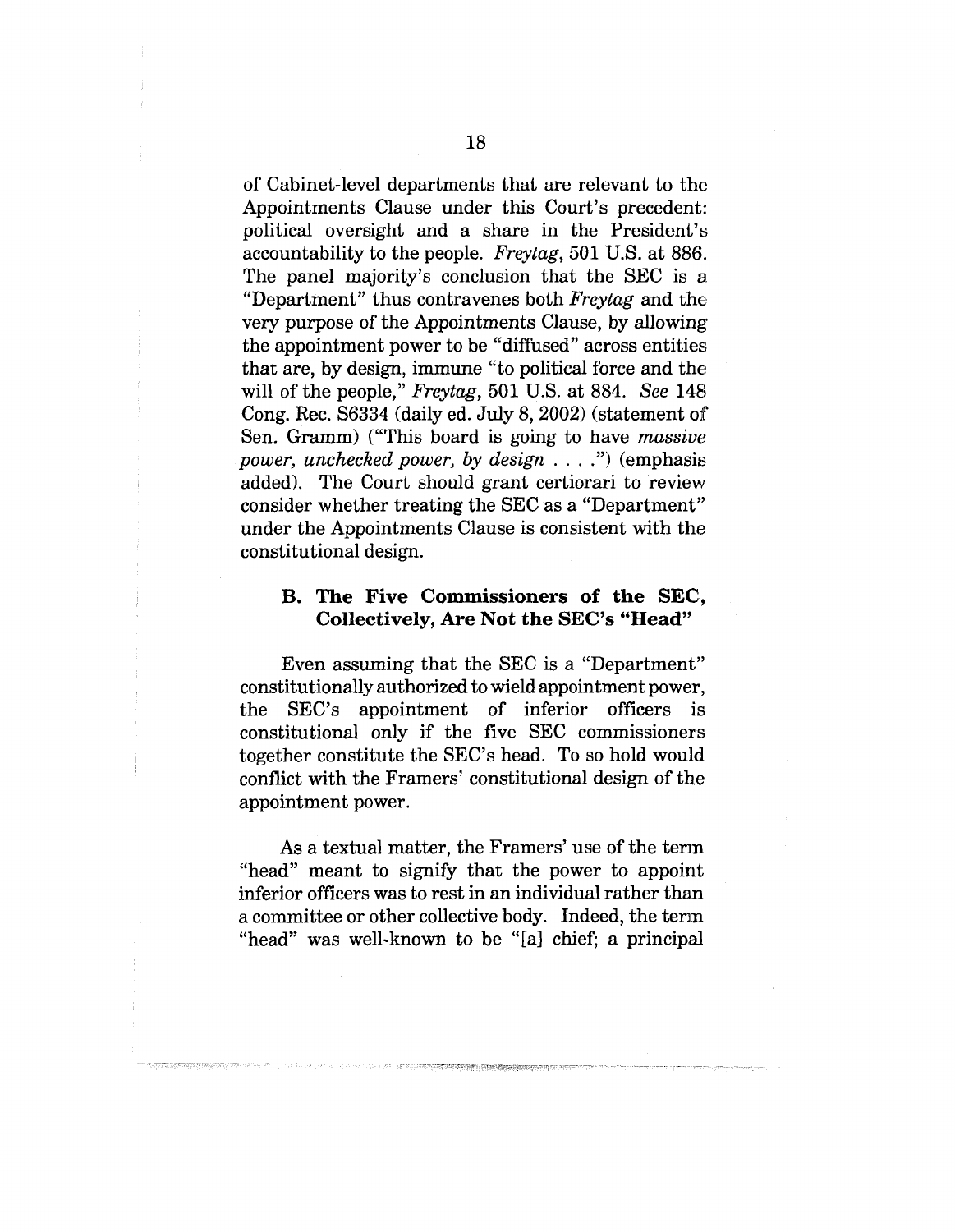of Cabinet-level departments that are relevant to the Appointments Clause under this Court's precedent: political oversight and a share in the President's accountability to the people. *Freytag*, 501 U.S. at 886. The panel majority's conclusion that the SEC is a "Department" thus contravenes both *Freytag* and the very purpose of the Appointments Clause, by allowing the appointment power to be "diffused" across entities that are, by design, immune "to political force and the will of the people," *Freytag*, 501 U.S. at 884. *See* 148 Cong. Rec. S6334 (daily ed. July 8, 2002) (statement of Sen. Gramm) ("This board is going to have *massive power, unchecked power, by design* . . . .") (emphasis added). The Court should grant certiorari to review consider whether treating the SEC as a "Department" under the Appointments Clause is consistent with the constitutional design.

### B. The Five Commissioners of the SEC, Collectively, Are Not the SEC's "Head"

Even assuming that the SEC is a "Department" constitutionally authorized to wield appointment power, the SEC's appointment of inferior officers is constitutional only if the five SEC commissioners together constitute the SEC's head. To so hold would conflict with the Framers' constitutional design of the appointment power.

As a textual matter, the Framers' use of the term "head" meant to signify that the power to appoint inferior officers was to rest in an individual rather than a committee or other collective body. Indeed, the term "head" was well-known to be "[a] chief; a principal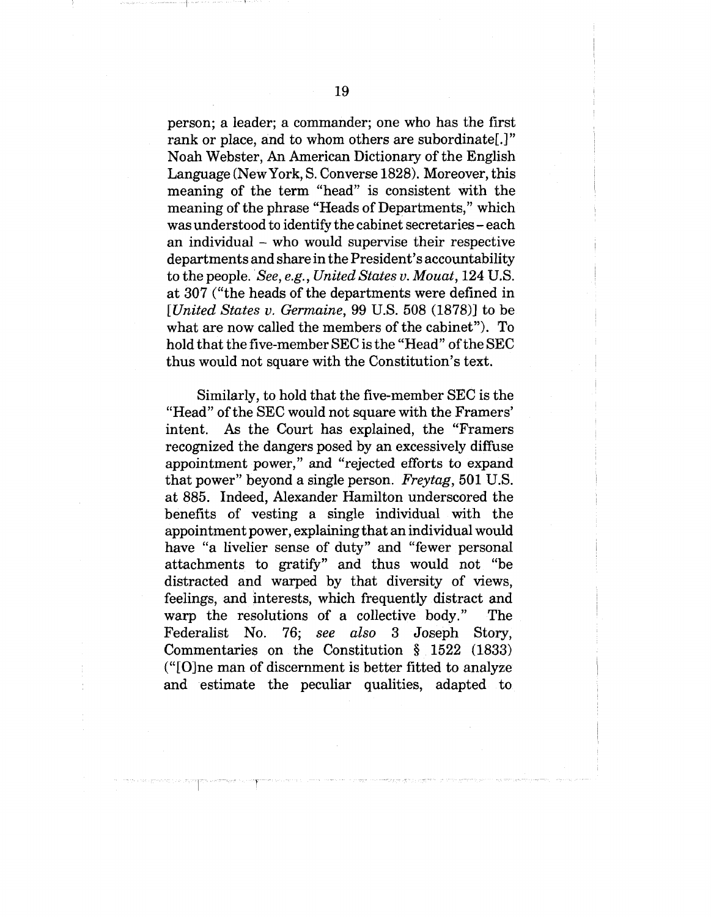person; a leader; a commander; one who has the first rank or place, and to whom others are subordinate[.]" Noah Webster, An American Dictionary of the English Language (New York, S. Converse 1828). Moreover, this meaning of the term "head" is consistent with the meaning of the phrase "Heads of Departments," which was understood to identify the cabinet secretaries – each an individual – who would supervise their respective departments and share in the President's accountability to the people. *See, e.g., United States v. Mouat*, 124 U.S. at 307 ("the heads of the departments were defined in [*United States v. Germaine*, 99 U.S. 508 (1878)] to be what are now called the members of the cabinet"). To hold that the five-member SEC is the "Head" of the SEC thus would not square with the Constitution's text.

Similarly, to hold that the five-member SEC is the "Head" of the SEC would not square with the Framers' intent. As the Court has explained, the "Framers recognized the dangers posed by an excessively diffuse appointment power," and "rejected efforts to expand that power" beyond a single person. *Freytag*, 501 U.S. at 885. Indeed, Alexander Hamilton underscored the benefits of vesting a single individual with the appointment power, explaining that an individual would have "a livelier sense of duty" and "fewer personal attachments to gratify" and thus would not "be distracted and warped by that diversity of views, feelings, and interests, which frequently distract and warp the resolutions of a collective body." The Federalist No. 76; *see also* 3 Joseph Story, Commentaries on the Constitution § 1522 (1833) ("[O]ne man of discernment is better fitted to analyze and estimate the peculiar qualities, adapted to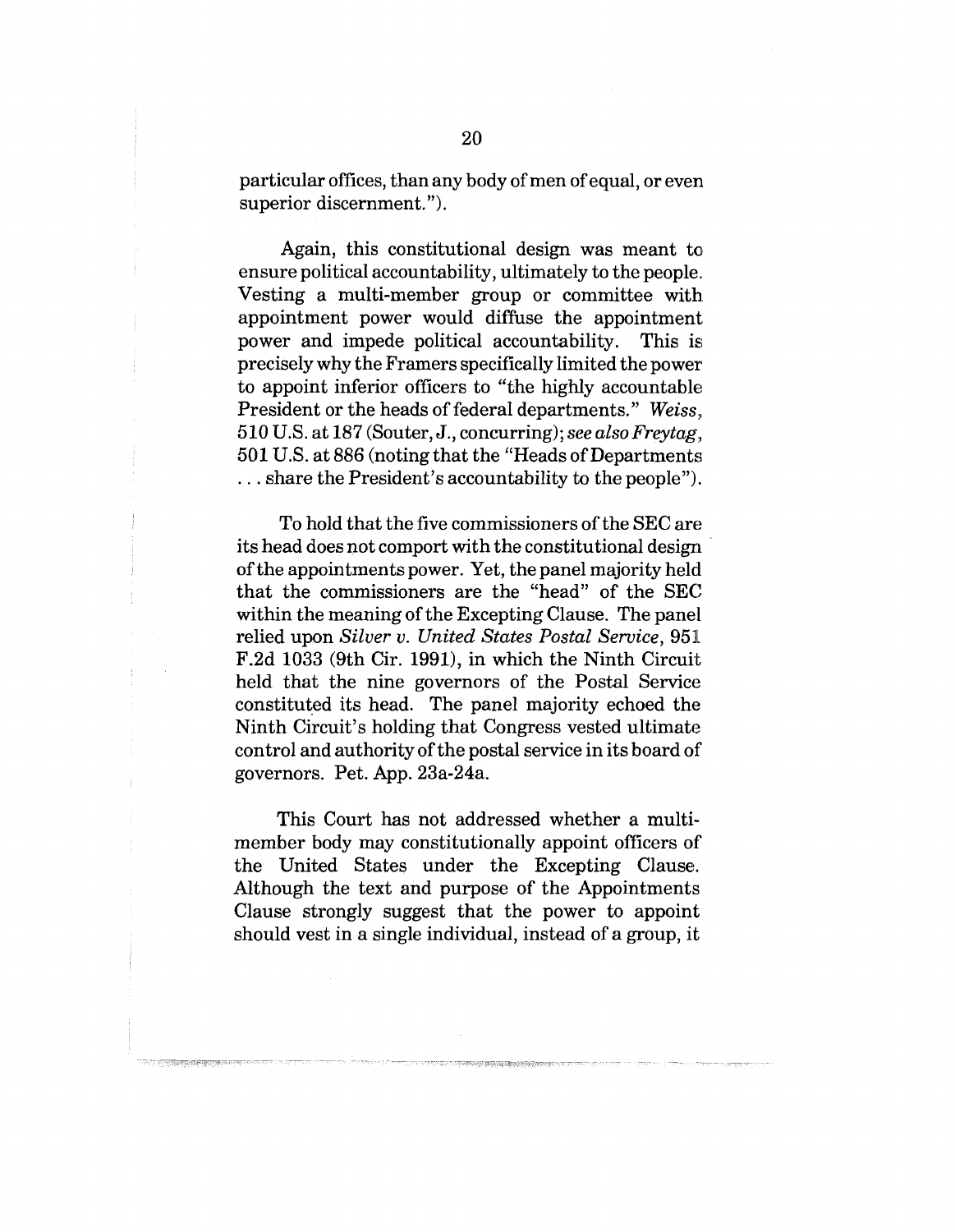particular offices, than any body of men of equal, or even superior discernment.").

Again, this constitutional design was meant to ensure political accountability, ultimately to the people. Vesting a multi-member group or committee with appointment power would diffuse the appointment power and impede political accountability. This is precisely why the Framers specifically limited the power to appoint inferior officers to "the highly accountable President or the heads of federal departments." *Weiss*, 510 U.S. at 187 (Souter, J., concurring); *see also Freytag*, 501 U.S. at 886 (noting that the "Heads of Departments . . . share the President's accountability to the people").

To hold that the five commissioners of the SEC are its head does not comport with the constitutional design of the appointments power. Yet, the panel majority held that the commissioners are the "head" of the SEC within the meaning of the Excepting Clause. The panel relied upon *Silver v. United States Postal Service*, 951 F.2d 1033 (9th Cir. 1991), in which the Ninth Circuit held that the nine governors of the Postal Service constituted its head. The panel majority echoed the Ninth Circuit's holding that Congress vested ultimate control and authority of the postal service in its board of governors. Pet. App. 23a-24a.

This Court has not addressed whether a multi-member body may constitutionally appoint officers of the United States under the Excepting Clause. Although the text and purpose of the Appointments Clause strongly suggest that the power to appoint should vest in a single individual, instead of a group, it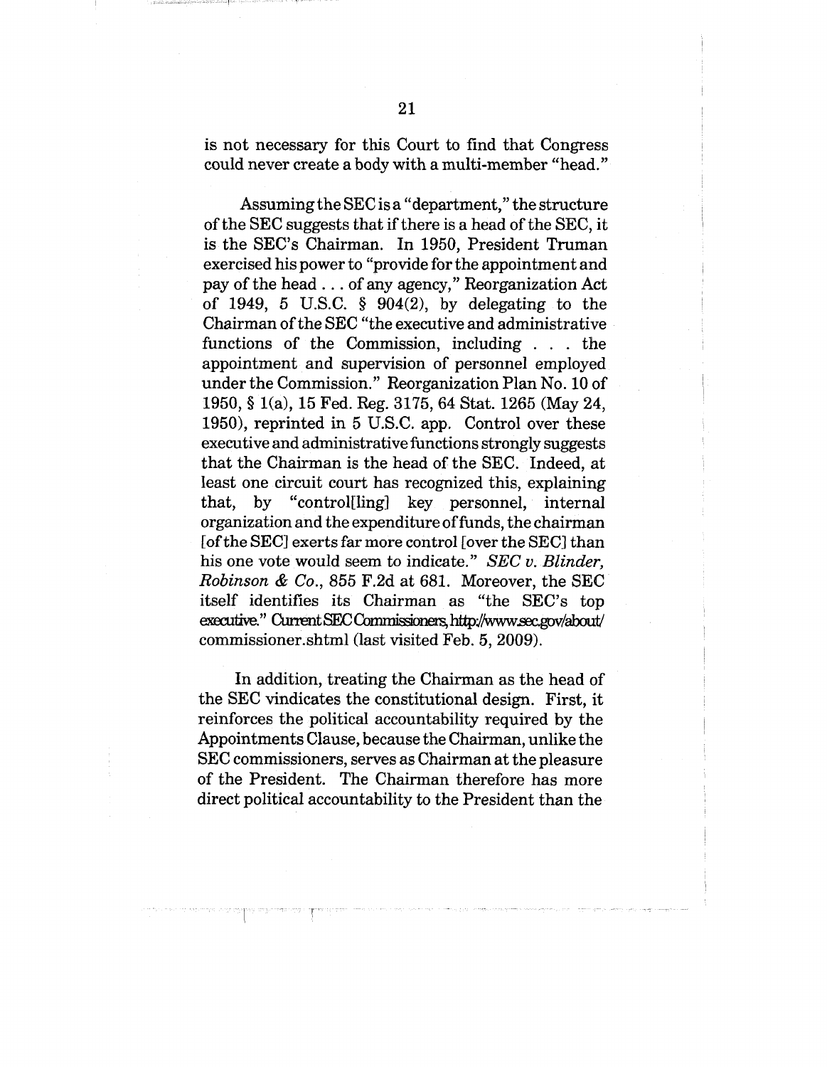is not necessary for this Court to find that Congress could never create a body with a multi-member "head."

Assuming the SEC is a "department," the structure of the SEC suggests that if there is a head of the SEC, it is the SEC's Chairman. In 1950, President Truman exercised his power to "provide for the appointment and pay of the head . . . of any agency," Reorganization Act of 1949, 5 U.S.C. § 904(2), by delegating to the Chairman of the SEC "the executive and administrative functions of the Commission, including . . . the appointment and supervision of personnel employed under the Commission." Reorganization Plan No. 10 of 1950, § 1(a), 15 Fed. Reg. 3175, 64 Stat. 1265 (May 24, 1950), reprinted in 5 U.S.C. app. Control over these executive and administrative functions strongly suggests that the Chairman is the head of the SEC. Indeed, at least one circuit court has recognized this, explaining that, by "control[ling] key personnel, internal organization and the expenditure of funds, the chairman [of the SEC] exerts far more control [over the SEC] than his one vote would seem to indicate." *SEC v. Blinder, Robinson & Co.*, 855 F.2d at 681. Moreover, the SEC itself identifies its Chairman as "the SEC's top executive." Current SEC Commissioners, http://www.sec.gov/about/commissioner.shtml (last visited Feb. 5, 2009).

In addition, treating the Chairman as the head of the SEC vindicates the constitutional design. First, it reinforces the political accountability required by the Appointments Clause, because the Chairman, unlike the SEC commissioners, serves as Chairman at the pleasure of the President. The Chairman therefore has more direct political accountability to the President than the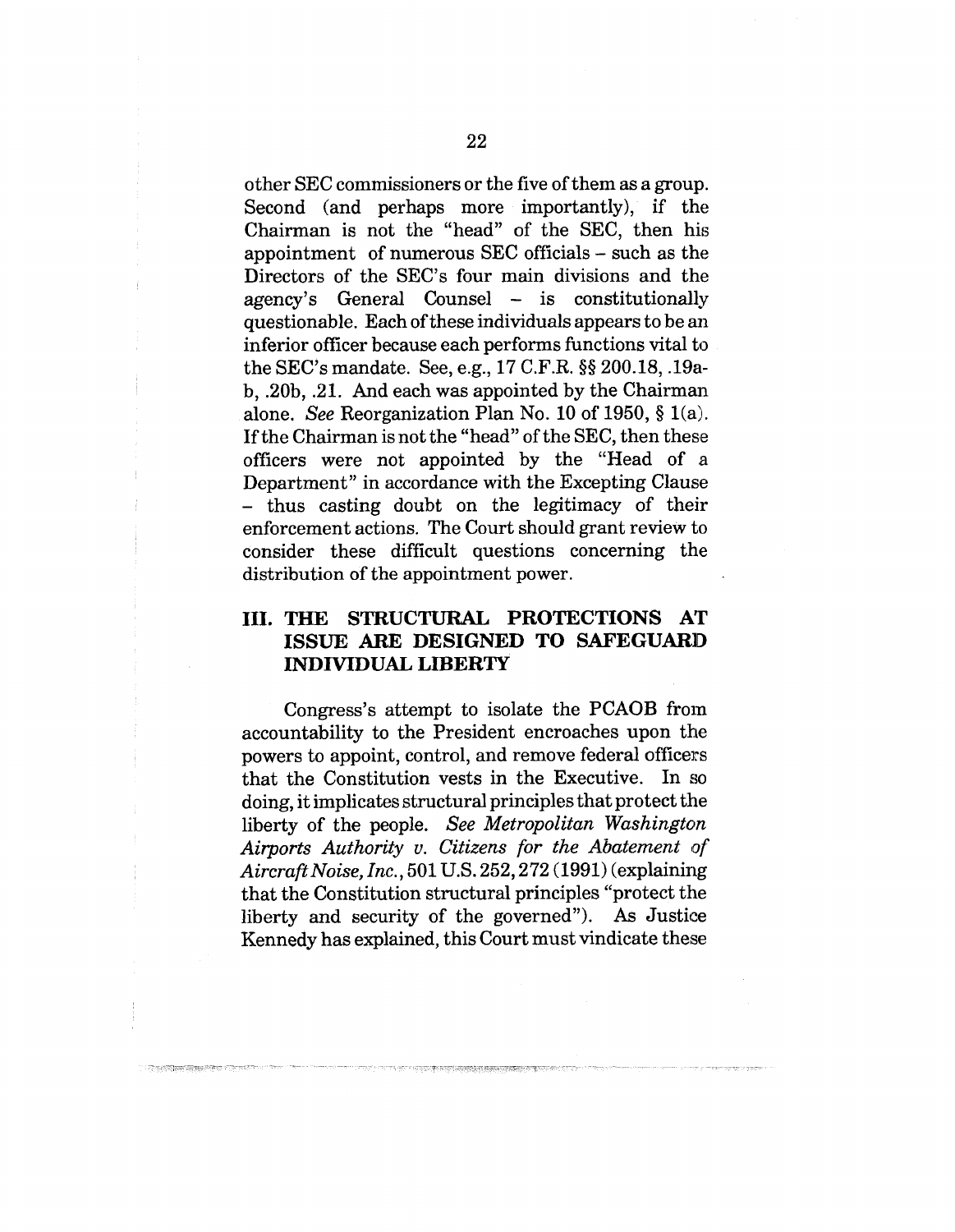other SEC commissioners or the five of them as a group. Second (and perhaps more importantly), if the Chairman is not the "head" of the SEC, then his appointment of numerous SEC officials – such as the Directors of the SEC's four main divisions and the agency's General Counsel – is constitutionally questionable. Each of these individuals appears to be an inferior officer because each performs functions vital to the SEC's mandate. See, e.g., 17 C.F.R. §§ 200.18, .19a-b, .20b, .21. And each was appointed by the Chairman alone. *See* Reorganization Plan No. 10 of 1950, § 1(a). If the Chairman is not the "head" of the SEC, then these officers were not appointed by the "Head of a Department" in accordance with the Excepting Clause – thus casting doubt on the legitimacy of their enforcement actions. The Court should grant review to consider these difficult questions concerning the distribution of the appointment power.

## III. THE STRUCTURAL PROTECTIONS AT ISSUE ARE DESIGNED TO SAFEGUARD INDIVIDUAL LIBERTY

Congress's attempt to isolate the PCAOB from accountability to the President encroaches upon the powers to appoint, control, and remove federal officers that the Constitution vests in the Executive. In so doing, it implicates structural principles that protect the liberty of the people. *See Metropolitan Washington Airports Authority v. Citizens for the Abatement of Aircraft Noise, Inc.*, 501 U.S. 252, 272 (1991) (explaining that the Constitution structural principles "protect the liberty and security of the governed"). As Justice Kennedy has explained, this Court must vindicate these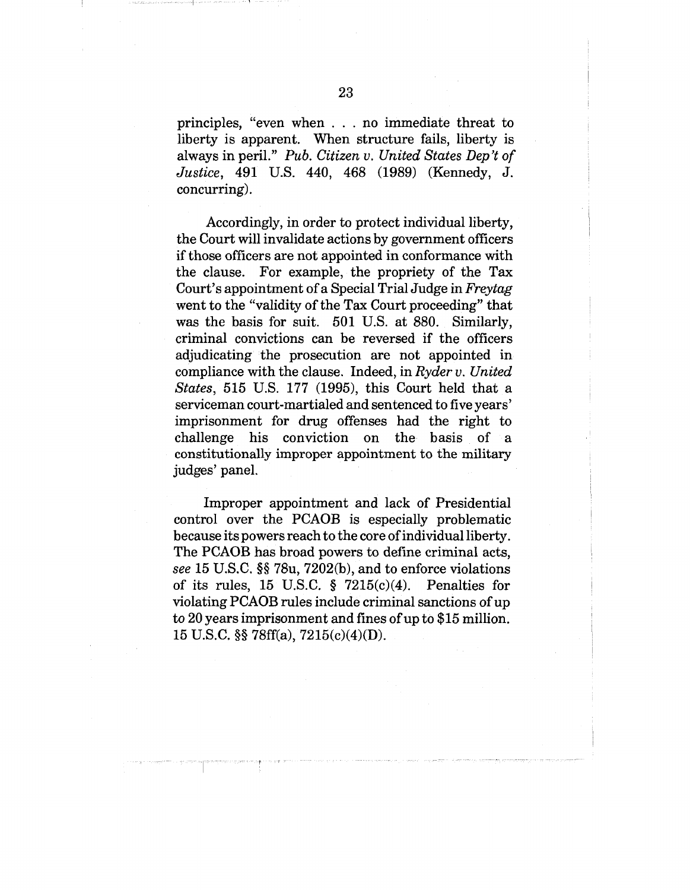principles, "even when . . . no immediate threat to liberty is apparent. When structure fails, liberty is always in peril." *Pub. Citizen v. United States Dep't of Justice*, 491 U.S. 440, 468 (1989) (Kennedy, J. concurring).

Accordingly, in order to protect individual liberty, the Court will invalidate actions by government officers if those officers are not appointed in conformance with the clause. For example, the propriety of the Tax Court's appointment of a Special Trial Judge in *Freytag* went to the "validity of the Tax Court proceeding" that was the basis for suit. 501 U.S. at 880. Similarly, criminal convictions can be reversed if the officers adjudicating the prosecution are not appointed in compliance with the clause. Indeed, in *Ryder v. United States*, 515 U.S. 177 (1995), this Court held that a serviceman court-martialed and sentenced to five years' imprisonment for drug offenses had the right to challenge his conviction on the basis of a constitutionally improper appointment to the military judges' panel.

Improper appointment and lack of Presidential control over the PCAOB is especially problematic because its powers reach to the core of individual liberty. The PCAOB has broad powers to define criminal acts, *see* 15 U.S.C. §§ 78u, 7202(b), and to enforce violations of its rules, 15 U.S.C. § 7215(c)(4). Penalties for violating PCAOB rules include criminal sanctions of up to 20 years imprisonment and fines of up to $15 million. 15 U.S.C. §§ 78ff(a), 7215(c)(4)(D).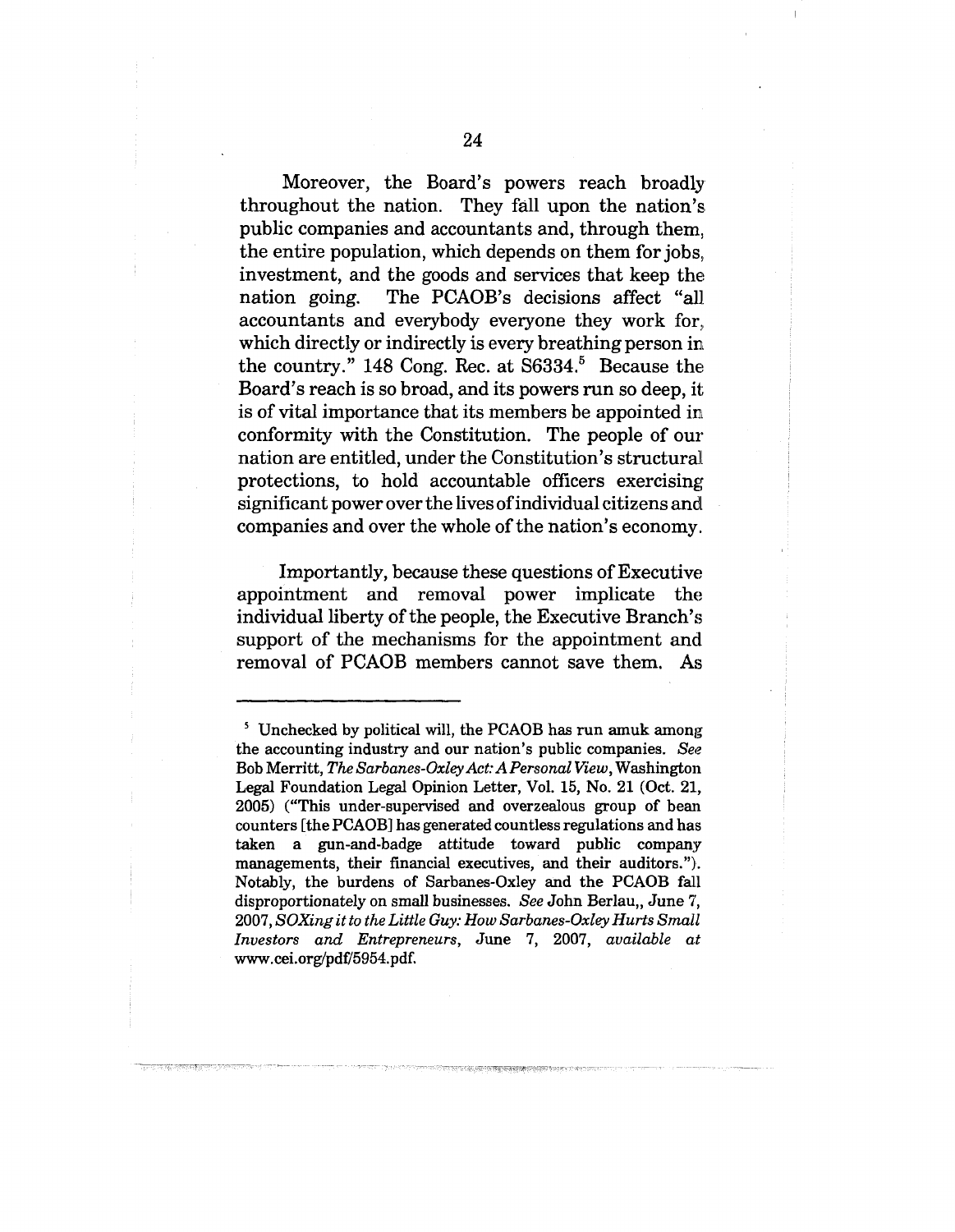Moreover, the Board's powers reach broadly throughout the nation. They fall upon the nation's public companies and accountants and, through them, the entire population, which depends on them for jobs, investment, and the goods and services that keep the nation going. The PCAOB's decisions affect "all accountants and everybody everyone they work for, which directly or indirectly is every breathing person in the country." 148 Cong. Rec. at S6334.[5] Because the Board's reach is so broad, and its powers run so deep, it is of vital importance that its members be appointed in conformity with the Constitution. The people of our nation are entitled, under the Constitution's structural protections, to hold accountable officers exercising significant power over the lives of individual citizens and companies and over the whole of the nation's economy.

Importantly, because these questions of Executive appointment and removal power implicate the individual liberty of the people, the Executive Branch's support of the mechanisms for the appointment and removal of PCAOB members cannot save them. As

---

[5] Unchecked by political will, the PCAOB has run amuk among the accounting industry and our nation's public companies. *See* Bob Merritt, *The Sarbanes-Oxley Act: A Personal View*, Washington Legal Foundation Legal Opinion Letter, Vol. 15, No. 21 (Oct. 21, 2005) ("This under-supervised and overzealous group of bean counters [the PCAOB] has generated countless regulations and has taken a gun-and-badge attitude toward public company managements, their financial executives, and their auditors."). Notably, the burdens of Sarbanes-Oxley and the PCAOB fall disproportionately on small businesses. *See* John Berlau,, June 7, 2007, *SOXing it to the Little Guy: How Sarbanes-Oxley Hurts Small Investors and Entrepreneurs*, June 7, 2007, *available at* www.cei.org/pdf/5954.pdf.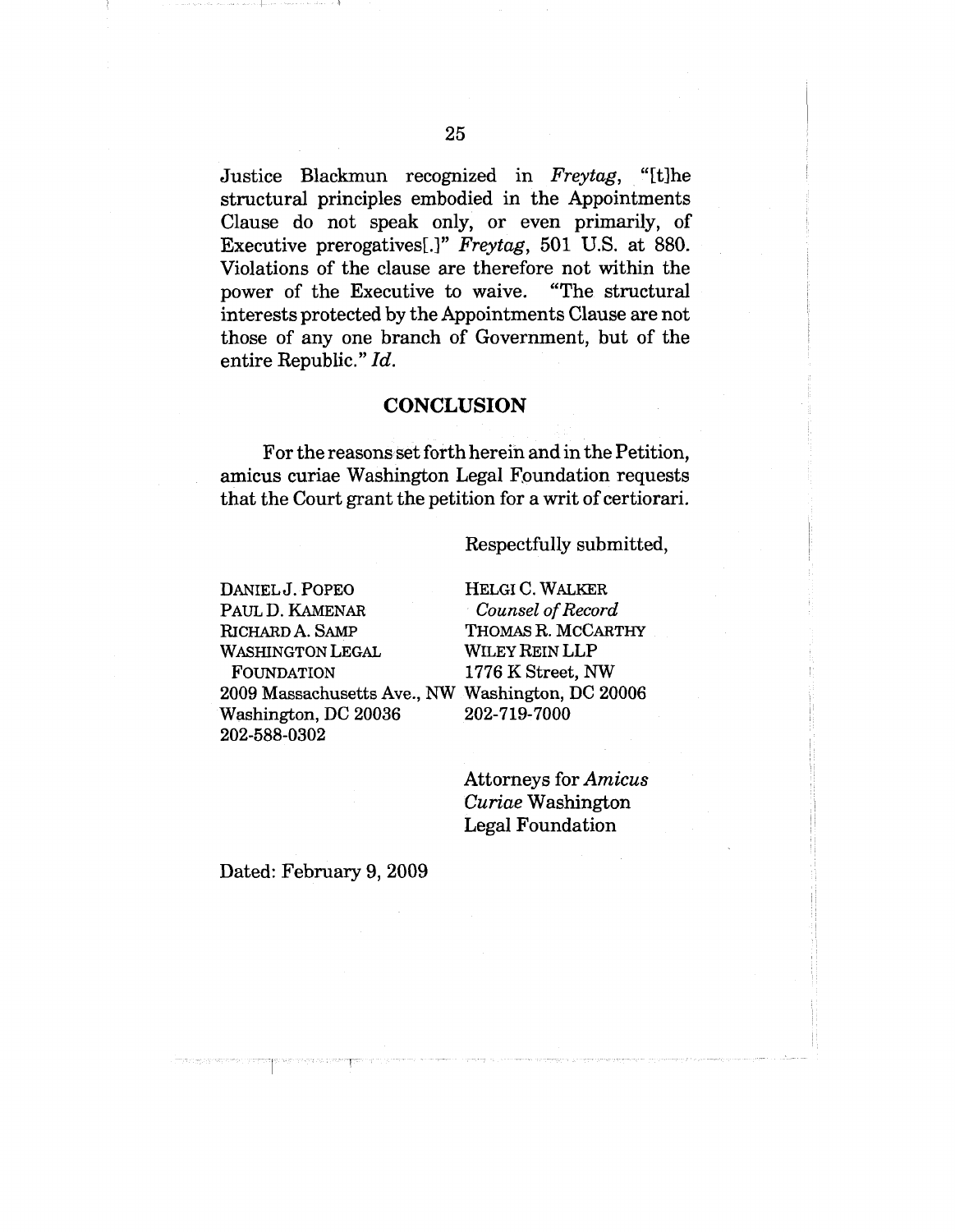Justice Blackmun recognized in *Freytag*, "[t]he structural principles embodied in the Appointments Clause do not speak only, or even primarily, of Executive prerogatives[.]" *Freytag*, 501 U.S. at 880. Violations of the clause are therefore not within the power of the Executive to waive. "The structural interests protected by the Appointments Clause are not those of any one branch of Government, but of the entire Republic." *Id.*

## CONCLUSION

For the reasons set forth herein and in the Petition, amicus curiae Washington Legal Foundation requests that the Court grant the petition for a writ of certiorari.

Respectfully submitted,

DANIEL J. POPEO
PAUL D. KAMENAR
RICHARD A. SAMP
WASHINGTON LEGAL FOUNDATION
2009 Massachusetts Ave., NW
Washington, DC 20036
202-588-0302

HELGI C. WALKER
*Counsel of Record*
THOMAS R. MCCARTHY
WILEY REIN LLP
1776 K Street, NW
Washington, DC 20006
202-719-7000

Attorneys for *Amicus Curiae* Washington Legal Foundation

Dated: February 9, 2009